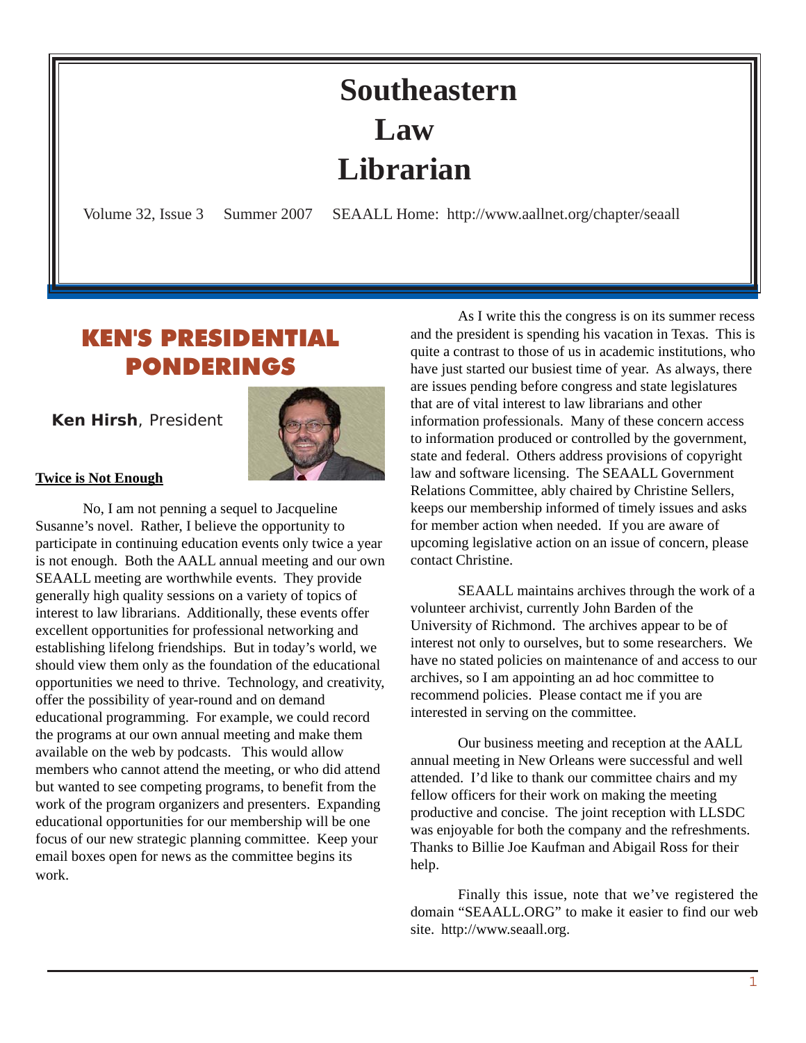# Southeastern Law Librarian

Volume 32, Issue 3 Summer 2007 SEAALL Home: http://www.aallnet.org/chapter/seaall

## KEN'S PRESIDENTIAL PONDERINGS

**Ken Hirsh**, President

**Twice is Not Enough**

No, I am not penning a sequel to Jacqueline Susanne's novel. Rather, I believe the opportunity to participate in continuing education events only twice a year is not enough. Both the AALL annual meeting and our own SEAALL meeting are worthwhile events. They provide generally high quality sessions on a variety of topics of interest to law librarians. Additionally, these events offer excellent opportunities for professional networking and establishing lifelong friendships. But in today's world, we should view them only as the foundation of the educational opportunities we need to thrive. Technology, and creativity, offer the possibility of year-round and on demand educational programming. For example, we could record the programs at our own annual meeting and make them available on the web by podcasts. This would allow members who cannot attend the meeting, or who did attend but wanted to see competing programs, to benefit from the work of the program organizers and presenters. Expanding educational opportunities for our membership will be one focus of our new strategic planning committee. Keep your email boxes open for news as the committee begins its work.

As I write this the congress is on its summer recess and the president is spending his vacation in Texas. This is quite a contrast to those of us in academic institutions, who have just started our busiest time of year. As always, there are issues pending before congress and state legislatures that are of vital interest to law librarians and other information professionals. Many of these concern access to information produced or controlled by the government, state and federal. Others address provisions of copyright law and software licensing. The SEAALL Government Relations Committee, ably chaired by Christine Sellers, keeps our membership informed of timely issues and asks for member action when needed. If you are aware of upcoming legislative action on an issue of concern, please contact Christine.

SEAALL maintains archives through the work of a volunteer archivist, currently John Barden of the University of Richmond. The archives appear to be of interest not only to ourselves, but to some researchers. We have no stated policies on maintenance of and access to our archives, so I am appointing an ad hoc committee to recommend policies. Please contact me if you are interested in serving on the committee.

Our business meeting and reception at the AALL annual meeting in New Orleans were successful and well attended. I'd like to thank our committee chairs and my fellow officers for their work on making the meeting productive and concise. The joint reception with LLSDC was enjoyable for both the company and the refreshments. Thanks to Billie Joe Kaufman and Abigail Ross for their help.

Finally this issue, note that we've registered the domain "SEAALL.ORG" to make it easier to find our web site. http://www.seaall.org.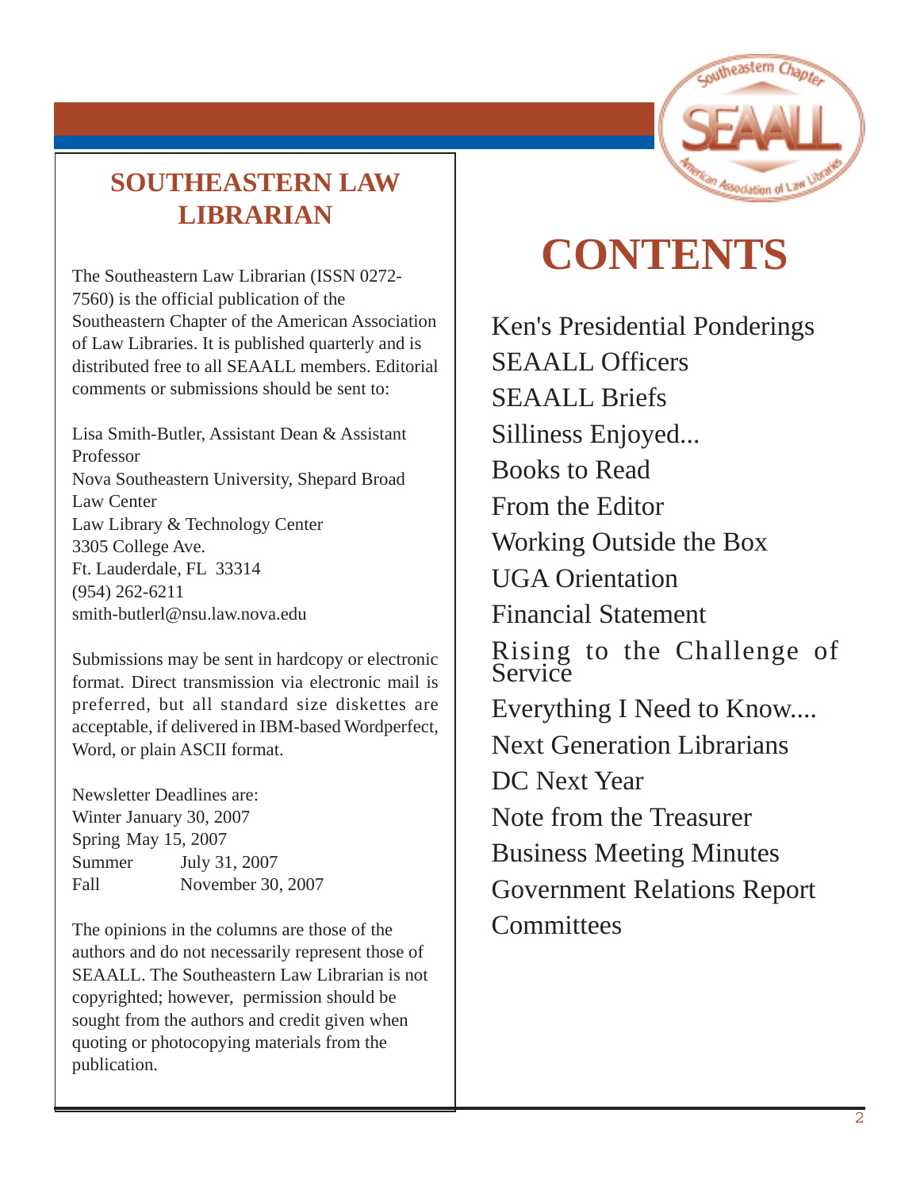## SOUTHEASTERN LAW LIBRARIAN

The Southeastern Law Librarian (ISSN 0272-7560) is the official publication of the Southeastern Chapter of the American Association of Law Libraries. It is published quarterly and is distributed free to all SEAALL members. Editorial comments or submissions should be sent to:

Lisa Smith-Butler, Assistant Dean & Assistant Professor
Nova Southeastern University, Shepard Broad Law Center
Law Library & Technology Center
3305 College Ave.
Ft. Lauderdale, FL 33314
(954) 262-6211
smith-butlerl@nsu.law.nova.edu

Submissions may be sent in hardcopy or electronic format. Direct transmission via electronic mail is preferred, but all standard size diskettes are acceptable, if delivered in IBM-based Wordperfect, Word, or plain ASCII format.

Newsletter Deadlines are:
Winter January 30, 2007
Spring May 15, 2007
Summer July 31, 2007
Fall November 30, 2007

The opinions in the columns are those of the authors and do not necessarily represent those of SEAALL. The Southeastern Law Librarian is not copyrighted; however, permission should be sought from the authors and credit given when quoting or photocopying materials from the publication.

# CONTENTS

Ken's Presidential Ponderings
SEAALL Officers
SEAALL Briefs
Silliness Enjoyed...
Books to Read
From the Editor
Working Outside the Box
UGA Orientation
Financial Statement
Rising to the Challenge of Service
Everything I Need to Know....
Next Generation Librarians
DC Next Year
Note from the Treasurer
Business Meeting Minutes
Government Relations Report
Committees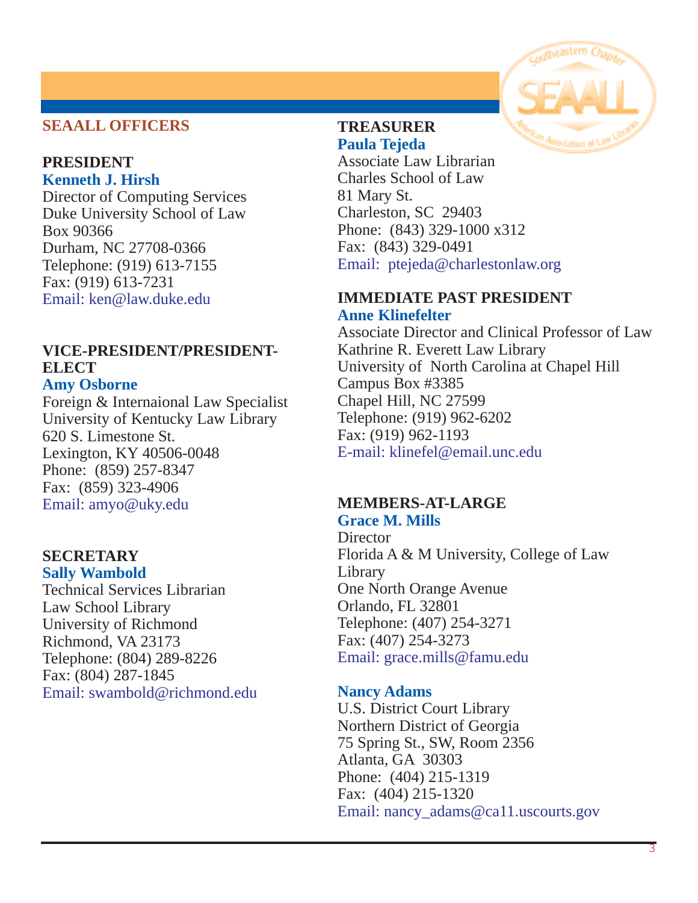## SEAALL OFFICERS

### PRESIDENT

**Kenneth J. Hirsh**
Director of Computing Services
Duke University School of Law
Box 90366
Durham, NC 27708-0366
Telephone: (919) 613-7155
Fax: (919) 613-7231
Email: ken@law.duke.edu

### VICE-PRESIDENT/PRESIDENT-ELECT

**Amy Osborne**
Foreign & Internaional Law Specialist
University of Kentucky Law Library
620 S. Limestone St.
Lexington, KY 40506-0048
Phone: (859) 257-8347
Fax: (859) 323-4906
Email: amyo@uky.edu

### SECRETARY

**Sally Wambold**
Technical Services Librarian
Law School Library
University of Richmond
Richmond, VA 23173
Telephone: (804) 289-8226
Fax: (804) 287-1845
Email: swambold@richmond.edu

### TREASURER

**Paula Tejeda**
Associate Law Librarian
Charles School of Law
81 Mary St.
Charleston, SC 29403
Phone: (843) 329-1000 x312
Fax: (843) 329-0491
Email: ptejeda@charlestonlaw.org

### IMMEDIATE PAST PRESIDENT

**Anne Klinefelter**
Associate Director and Clinical Professor of Law
Kathrine R. Everett Law Library
University of North Carolina at Chapel Hill
Campus Box #3385
Chapel Hill, NC 27599
Telephone: (919) 962-6202
Fax: (919) 962-1193
E-mail: klinefel@email.unc.edu

### MEMBERS-AT-LARGE

**Grace M. Mills**
Director
Florida A & M University, College of Law Library
One North Orange Avenue
Orlando, FL 32801
Telephone: (407) 254-3271
Fax: (407) 254-3273
Email: grace.mills@famu.edu

**Nancy Adams**
U.S. District Court Library
Northern District of Georgia
75 Spring St., SW, Room 2356
Atlanta, GA 30303
Phone: (404) 215-1319
Fax: (404) 215-1320
Email: nancy_adams@ca11.uscourts.gov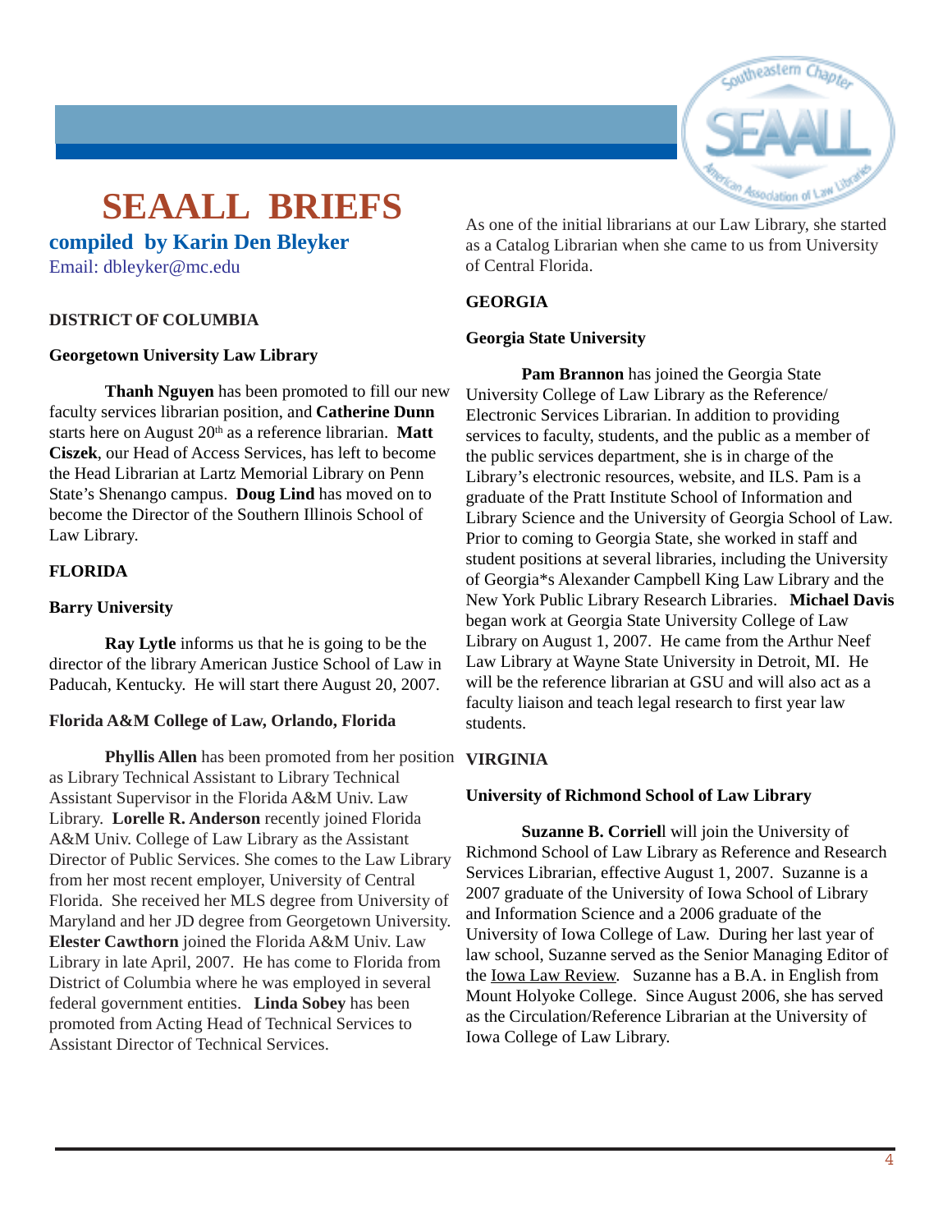# SEAALL BRIEFS

**compiled by Karin Den Bleyker**

Email: dbleyker@mc.edu

### DISTRICT OF COLUMBIA

#### Georgetown University Law Library

**Thanh Nguyen** has been promoted to fill our new faculty services librarian position, and **Catherine Dunn** starts here on August 20th as a reference librarian. **Matt Ciszek**, our Head of Access Services, has left to become the Head Librarian at Lartz Memorial Library on Penn State's Shenango campus. **Doug Lind** has moved on to become the Director of the Southern Illinois School of Law Library.

### FLORIDA

#### Barry University

**Ray Lytle** informs us that he is going to be the director of the library American Justice School of Law in Paducah, Kentucky. He will start there August 20, 2007.

#### Florida A&M College of Law, Orlando, Florida

**Phyllis Allen** has been promoted from her position as Library Technical Assistant to Library Technical Assistant Supervisor in the Florida A&M Univ. Law Library. **Lorelle R. Anderson** recently joined Florida A&M Univ. College of Law Library as the Assistant Director of Public Services. She comes to the Law Library from her most recent employer, University of Central Florida. She received her MLS degree from University of Maryland and her JD degree from Georgetown University. **Elester Cawthorn** joined the Florida A&M Univ. Law Library in late April, 2007. He has come to Florida from District of Columbia where he was employed in several federal government entities. **Linda Sobey** has been promoted from Acting Head of Technical Services to Assistant Director of Technical Services. As one of the initial librarians at our Law Library, she started as a Catalog Librarian when she came to us from University of Central Florida.

### GEORGIA

#### Georgia State University

**Pam Brannon** has joined the Georgia State University College of Law Library as the Reference/ Electronic Services Librarian. In addition to providing services to faculty, students, and the public as a member of the public services department, she is in charge of the Library's electronic resources, website, and ILS. Pam is a graduate of the Pratt Institute School of Information and Library Science and the University of Georgia School of Law. Prior to coming to Georgia State, she worked in staff and student positions at several libraries, including the University of Georgia*s Alexander Campbell King Law Library and the New York Public Library Research Libraries. **Michael Davis** began work at Georgia State University College of Law Library on August 1, 2007. He came from the Arthur Neef Law Library at Wayne State University in Detroit, MI. He will be the reference librarian at GSU and will also act as a faculty liaison and teach legal research to first year law students.

### VIRGINIA

#### University of Richmond School of Law Library

**Suzanne B. Corriel**l will join the University of Richmond School of Law Library as Reference and Research Services Librarian, effective August 1, 2007. Suzanne is a 2007 graduate of the University of Iowa School of Library and Information Science and a 2006 graduate of the University of Iowa College of Law. During her last year of law school, Suzanne served as the Senior Managing Editor of the Iowa Law Review. Suzanne has a B.A. in English from Mount Holyoke College. Since August 2006, she has served as the Circulation/Reference Librarian at the University of Iowa College of Law Library.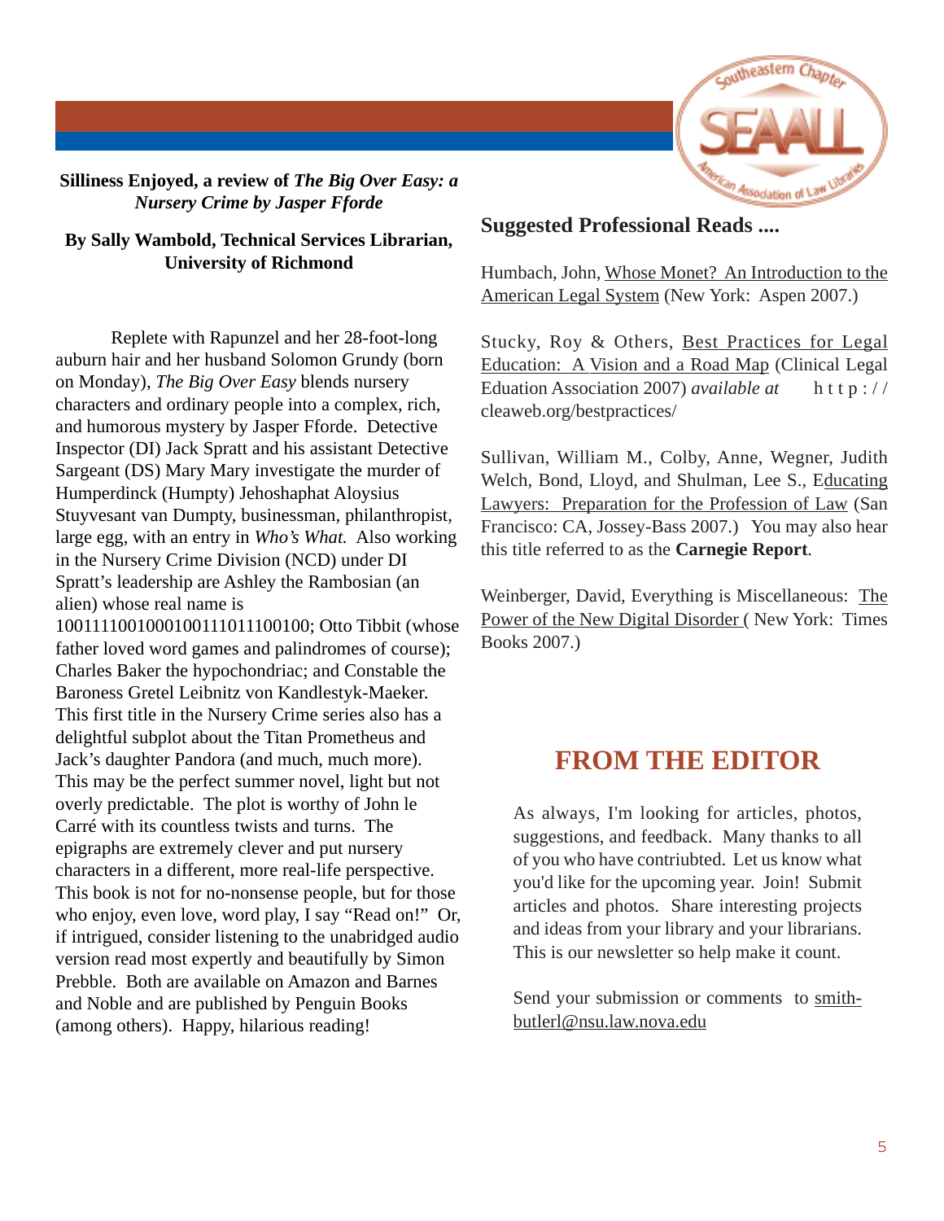### Silliness Enjoyed, a review of *The Big Over Easy: a Nursery Crime by Jasper Fforde*

**By Sally Wambold, Technical Services Librarian, University of Richmond**

Replete with Rapunzel and her 28-foot-long auburn hair and her husband Solomon Grundy (born on Monday), *The Big Over Easy* blends nursery characters and ordinary people into a complex, rich, and humorous mystery by Jasper Fforde. Detective Inspector (DI) Jack Spratt and his assistant Detective Sargeant (DS) Mary Mary investigate the murder of Humperdinck (Humpty) Jehoshaphat Aloysius Stuyvesant van Dumpty, businessman, philanthropist, large egg, with an entry in *Who's What.* Also working in the Nursery Crime Division (NCD) under DI Spratt's leadership are Ashley the Rambosian (an alien) whose real name is 10011110010001001110111100100; Otto Tibbit (whose father loved word games and palindromes of course); Charles Baker the hypochondriac; and Constable the Baroness Gretel Leibnitz von Kandlestyk-Maeker. This first title in the Nursery Crime series also has a delightful subplot about the Titan Prometheus and Jack's daughter Pandora (and much, much more). This may be the perfect summer novel, light but not overly predictable. The plot is worthy of John le Carré with its countless twists and turns. The epigraphs are extremely clever and put nursery characters in a different, more real-life perspective. This book is not for no-nonsense people, but for those who enjoy, even love, word play, I say "Read on!" Or, if intrigued, consider listening to the unabridged audio version read most expertly and beautifully by Simon Prebble. Both are available on Amazon and Barnes and Noble and are published by Penguin Books (among others). Happy, hilarious reading!

### Suggested Professional Reads ....

Humbach, John, Whose Monet? An Introduction to the American Legal System (New York: Aspen 2007.)

Stucky, Roy & Others, Best Practices for Legal Education: A Vision and a Road Map (Clinical Legal Eduation Association 2007) *available at* http://cleaweb.org/bestpractices/

Sullivan, William M., Colby, Anne, Wegner, Judith Welch, Bond, Lloyd, and Shulman, Lee S., Educating Lawyers: Preparation for the Profession of Law (San Francisco: CA, Jossey-Bass 2007.) You may also hear this title referred to as the **Carnegie Report**.

Weinberger, David, Everything is Miscellaneous: The Power of the New Digital Disorder ( New York: Times Books 2007.)

## FROM THE EDITOR

As always, I'm looking for articles, photos, suggestions, and feedback. Many thanks to all of you who have contriubted. Let us know what you'd like for the upcoming year. Join! Submit articles and photos. Share interesting projects and ideas from your library and your librarians. This is our newsletter so help make it count.

Send your submission or comments to smith-butlerl@nsu.law.nova.edu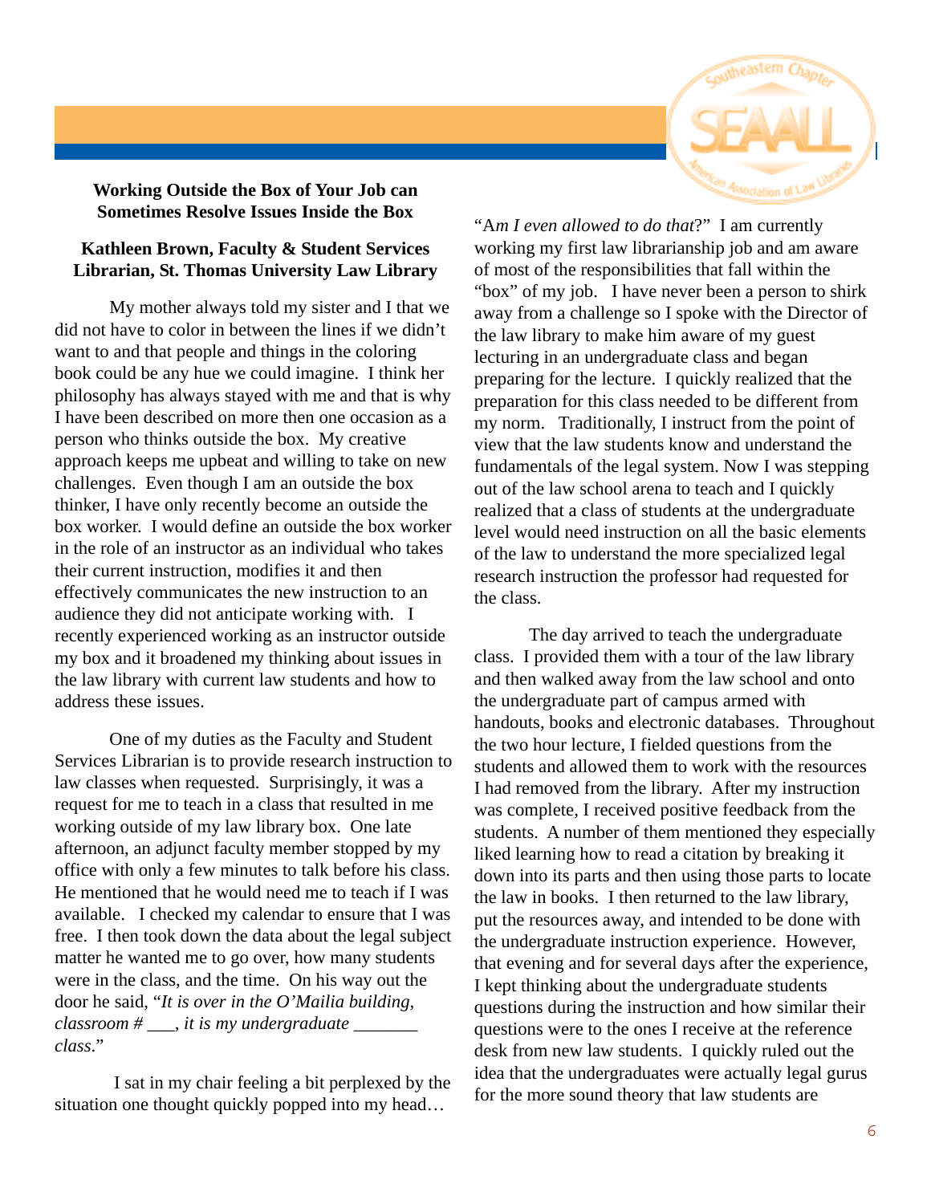**Working Outside the Box of Your Job can Sometimes Resolve Issues Inside the Box**

**Kathleen Brown, Faculty & Student Services Librarian, St. Thomas University Law Library**

My mother always told my sister and I that we did not have to color in between the lines if we didn't want to and that people and things in the coloring book could be any hue we could imagine. I think her philosophy has always stayed with me and that is why I have been described on more then one occasion as a person who thinks outside the box. My creative approach keeps me upbeat and willing to take on new challenges. Even though I am an outside the box thinker, I have only recently become an outside the box worker. I would define an outside the box worker in the role of an instructor as an individual who takes their current instruction, modifies it and then effectively communicates the new instruction to an audience they did not anticipate working with. I recently experienced working as an instructor outside my box and it broadened my thinking about issues in the law library with current law students and how to address these issues.

One of my duties as the Faculty and Student Services Librarian is to provide research instruction to law classes when requested. Surprisingly, it was a request for me to teach in a class that resulted in me working outside of my law library box. One late afternoon, an adjunct faculty member stopped by my office with only a few minutes to talk before his class. He mentioned that he would need me to teach if I was available. I checked my calendar to ensure that I was free. I then took down the data about the legal subject matter he wanted me to go over, how many students were in the class, and the time. On his way out the door he said, "*It is over in the O'Mailia building, classroom # ___, it is my undergraduate _______ class*."

I sat in my chair feeling a bit perplexed by the situation one thought quickly popped into my head… "A*m I even allowed to do that*?" I am currently working my first law librarianship job and am aware of most of the responsibilities that fall within the "box" of my job. I have never been a person to shirk away from a challenge so I spoke with the Director of the law library to make him aware of my guest lecturing in an undergraduate class and began preparing for the lecture. I quickly realized that the preparation for this class needed to be different from my norm. Traditionally, I instruct from the point of view that the law students know and understand the fundamentals of the legal system. Now I was stepping out of the law school arena to teach and I quickly realized that a class of students at the undergraduate level would need instruction on all the basic elements of the law to understand the more specialized legal research instruction the professor had requested for the class.

The day arrived to teach the undergraduate class. I provided them with a tour of the law library and then walked away from the law school and onto the undergraduate part of campus armed with handouts, books and electronic databases. Throughout the two hour lecture, I fielded questions from the students and allowed them to work with the resources I had removed from the library. After my instruction was complete, I received positive feedback from the students. A number of them mentioned they especially liked learning how to read a citation by breaking it down into its parts and then using those parts to locate the law in books. I then returned to the law library, put the resources away, and intended to be done with the undergraduate instruction experience. However, that evening and for several days after the experience, I kept thinking about the undergraduate students questions during the instruction and how similar their questions were to the ones I receive at the reference desk from new law students. I quickly ruled out the idea that the undergraduates were actually legal gurus for the more sound theory that law students are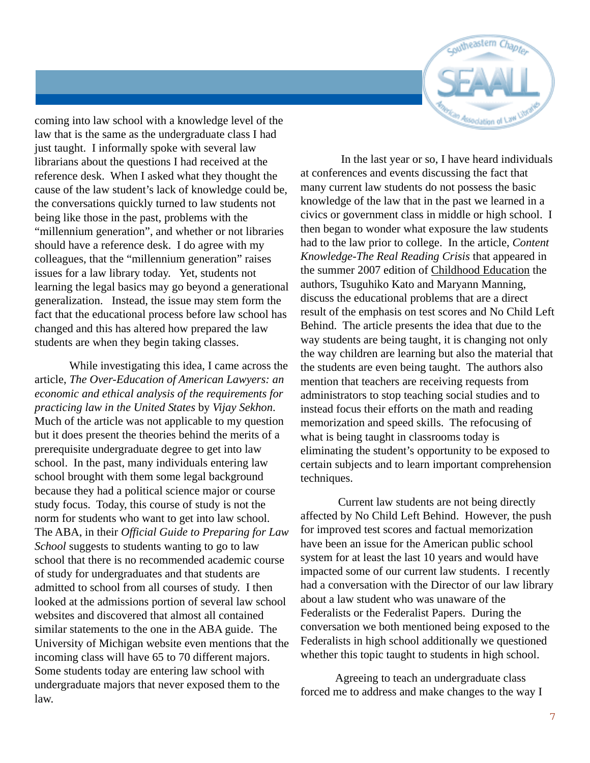coming into law school with a knowledge level of the law that is the same as the undergraduate class I had just taught. I informally spoke with several law librarians about the questions I had received at the reference desk. When I asked what they thought the cause of the law student's lack of knowledge could be, the conversations quickly turned to law students not being like those in the past, problems with the "millennium generation", and whether or not libraries should have a reference desk. I do agree with my colleagues, that the "millennium generation" raises issues for a law library today. Yet, students not learning the legal basics may go beyond a generational generalization. Instead, the issue may stem form the fact that the educational process before law school has changed and this has altered how prepared the law students are when they begin taking classes.

While investigating this idea, I came across the article, *The Over-Education of American Lawyers: an economic and ethical analysis of the requirements for practicing law in the United States* by *Vijay Sekhon*. Much of the article was not applicable to my question but it does present the theories behind the merits of a prerequisite undergraduate degree to get into law school. In the past, many individuals entering law school brought with them some legal background because they had a political science major or course study focus. Today, this course of study is not the norm for students who want to get into law school. The ABA, in their *Official Guide to Preparing for Law School* suggests to students wanting to go to law school that there is no recommended academic course of study for undergraduates and that students are admitted to school from all courses of study. I then looked at the admissions portion of several law school websites and discovered that almost all contained similar statements to the one in the ABA guide. The University of Michigan website even mentions that the incoming class will have 65 to 70 different majors. Some students today are entering law school with undergraduate majors that never exposed them to the law.

In the last year or so, I have heard individuals at conferences and events discussing the fact that many current law students do not possess the basic knowledge of the law that in the past we learned in a civics or government class in middle or high school. I then began to wonder what exposure the law students had to the law prior to college. In the article, *Content Knowledge-The Real Reading Crisis* that appeared in the summer 2007 edition of Childhood Education the authors, Tsuguhiko Kato and Maryann Manning, discuss the educational problems that are a direct result of the emphasis on test scores and No Child Left Behind. The article presents the idea that due to the way students are being taught, it is changing not only the way children are learning but also the material that the students are even being taught. The authors also mention that teachers are receiving requests from administrators to stop teaching social studies and to instead focus their efforts on the math and reading memorization and speed skills. The refocusing of what is being taught in classrooms today is eliminating the student's opportunity to be exposed to certain subjects and to learn important comprehension techniques.

Current law students are not being directly affected by No Child Left Behind. However, the push for improved test scores and factual memorization have been an issue for the American public school system for at least the last 10 years and would have impacted some of our current law students. I recently had a conversation with the Director of our law library about a law student who was unaware of the Federalists or the Federalist Papers. During the conversation we both mentioned being exposed to the Federalists in high school additionally we questioned whether this topic taught to students in high school.

Agreeing to teach an undergraduate class forced me to address and make changes to the way I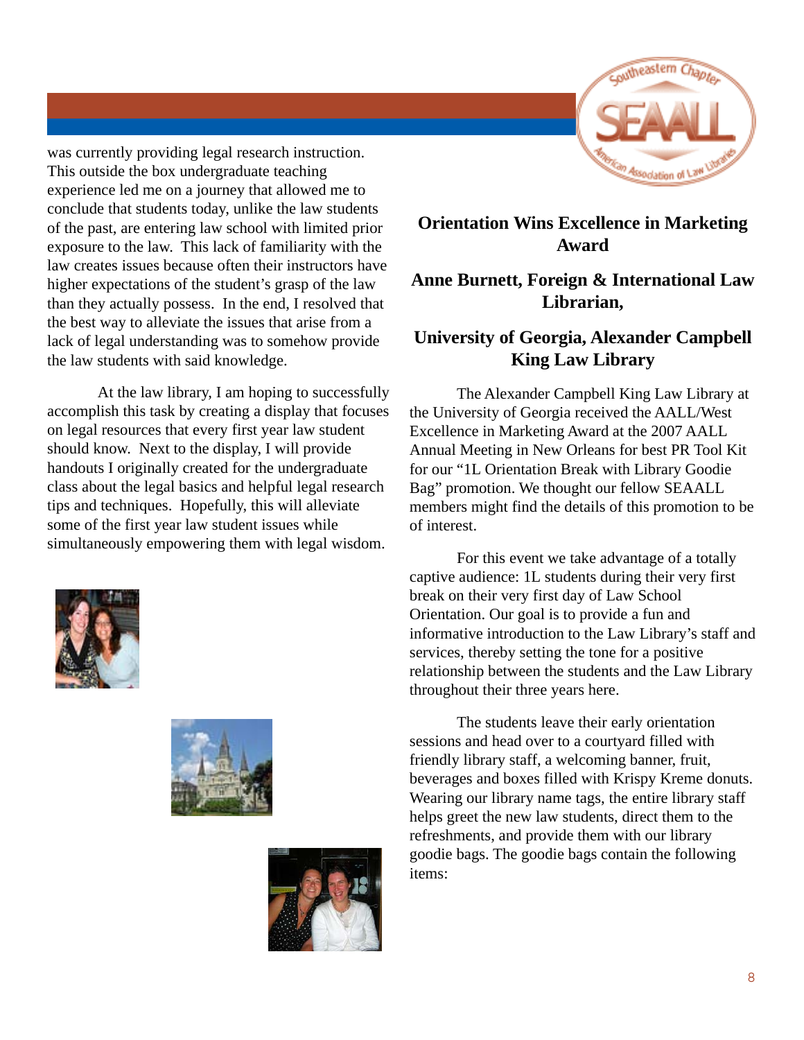was currently providing legal research instruction. This outside the box undergraduate teaching experience led me on a journey that allowed me to conclude that students today, unlike the law students of the past, are entering law school with limited prior exposure to the law. This lack of familiarity with the law creates issues because often their instructors have higher expectations of the student's grasp of the law than they actually possess. In the end, I resolved that the best way to alleviate the issues that arise from a lack of legal understanding was to somehow provide the law students with said knowledge.

At the law library, I am hoping to successfully accomplish this task by creating a display that focuses on legal resources that every first year law student should know. Next to the display, I will provide handouts I originally created for the undergraduate class about the legal basics and helpful legal research tips and techniques. Hopefully, this will alleviate some of the first year law student issues while simultaneously empowering them with legal wisdom.

## Orientation Wins Excellence in Marketing Award

### Anne Burnett, Foreign & International Law Librarian,

### University of Georgia, Alexander Campbell King Law Library

The Alexander Campbell King Law Library at the University of Georgia received the AALL/West Excellence in Marketing Award at the 2007 AALL Annual Meeting in New Orleans for best PR Tool Kit for our "1L Orientation Break with Library Goodie Bag" promotion. We thought our fellow SEAALL members might find the details of this promotion to be of interest.

For this event we take advantage of a totally captive audience: 1L students during their very first break on their very first day of Law School Orientation. Our goal is to provide a fun and informative introduction to the Law Library's staff and services, thereby setting the tone for a positive relationship between the students and the Law Library throughout their three years here.

The students leave their early orientation sessions and head over to a courtyard filled with friendly library staff, a welcoming banner, fruit, beverages and boxes filled with Krispy Kreme donuts. Wearing our library name tags, the entire library staff helps greet the new law students, direct them to the refreshments, and provide them with our library goodie bags. The goodie bags contain the following items: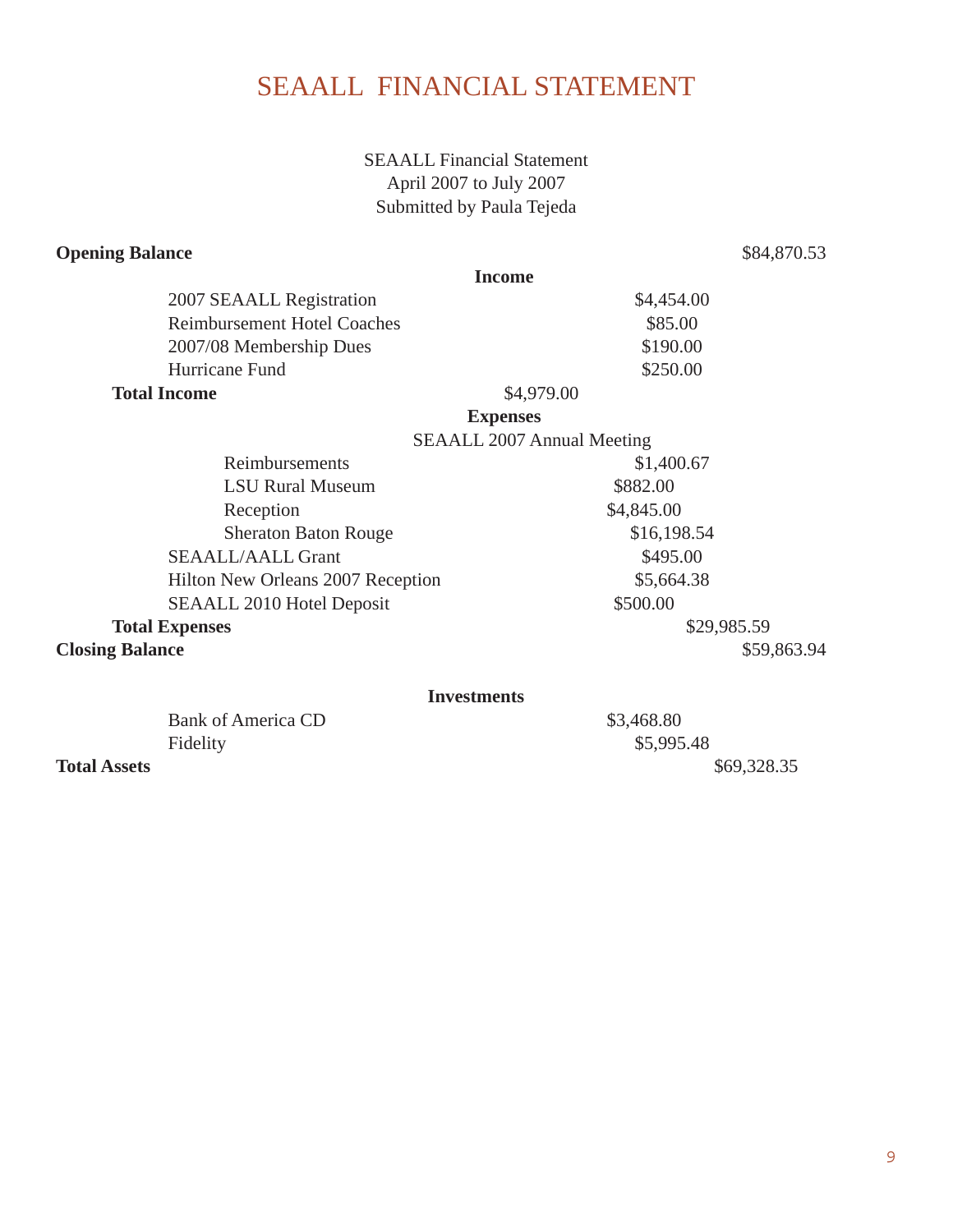# SEAALL FINANCIAL STATEMENT

SEAALL Financial Statement
April 2007 to July 2007
Submitted by Paula Tejeda

| | | | |
|---|---|---|---|
| **Opening Balance** | | | $84,870.53 |
| **Income** | | | |
| 2007 SEAALL Registration | $4,454.00 | | |
| Reimbursement Hotel Coaches | $85.00 | | |
| 2007/08 Membership Dues | $190.00 | | |
| Hurricane Fund | $250.00 | | |
| **Total Income** | | $4,979.00 | |
| **Expenses** | | | |
| SEAALL 2007 Annual Meeting | | | |
| Reimbursements | $1,400.67 | | |
| LSU Rural Museum | $882.00 | | |
| Reception | $4,845.00 | | |
| Sheraton Baton Rouge | $16,198.54 | | |
| SEAALL/AALL Grant | $495.00 | | |
| Hilton New Orleans 2007 Reception | $5,664.38 | | |
| SEAALL 2010 Hotel Deposit | $500.00 | | |
| **Total Expenses** | | $29,985.59 | |
| **Closing Balance** | | | $59,863.94 |
| **Investments** | | | |
| Bank of America CD | $3,468.80 | | |
| Fidelity | $5,995.48 | | |
| **Total Assets** | | | $69,328.35 |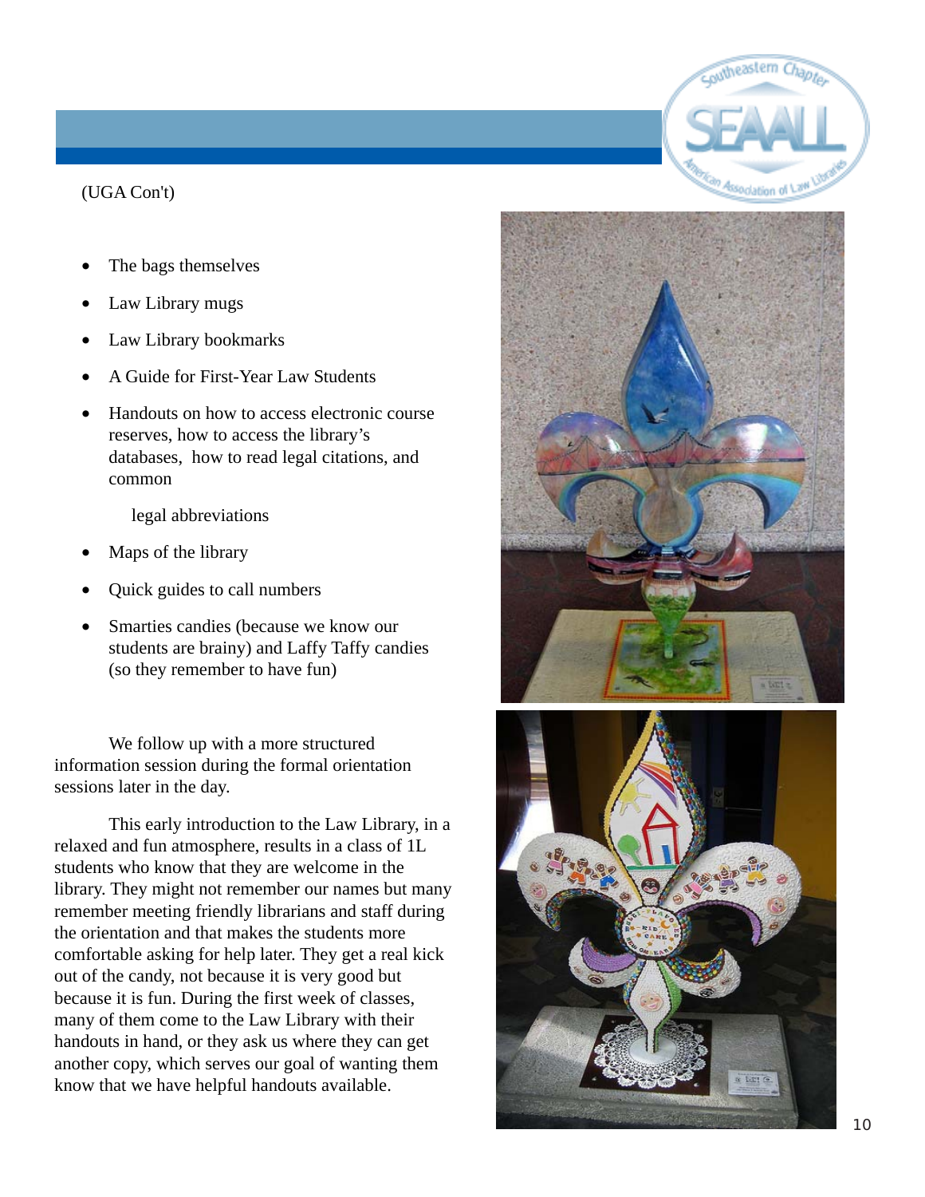(UGA Con't)

- The bags themselves
- Law Library mugs
- Law Library bookmarks
- A Guide for First-Year Law Students
- Handouts on how to access electronic course reserves, how to access the library's databases, how to read legal citations, and common legal abbreviations
- Maps of the library
- Quick guides to call numbers
- Smarties candies (because we know our students are brainy) and Laffy Taffy candies (so they remember to have fun)

We follow up with a more structured information session during the formal orientation sessions later in the day.

This early introduction to the Law Library, in a relaxed and fun atmosphere, results in a class of 1L students who know that they are welcome in the library. They might not remember our names but many remember meeting friendly librarians and staff during the orientation and that makes the students more comfortable asking for help later. They get a real kick out of the candy, not because it is very good but because it is fun. During the first week of classes, many of them come to the Law Library with their handouts in hand, or they ask us where they can get another copy, which serves our goal of wanting them know that we have helpful handouts available.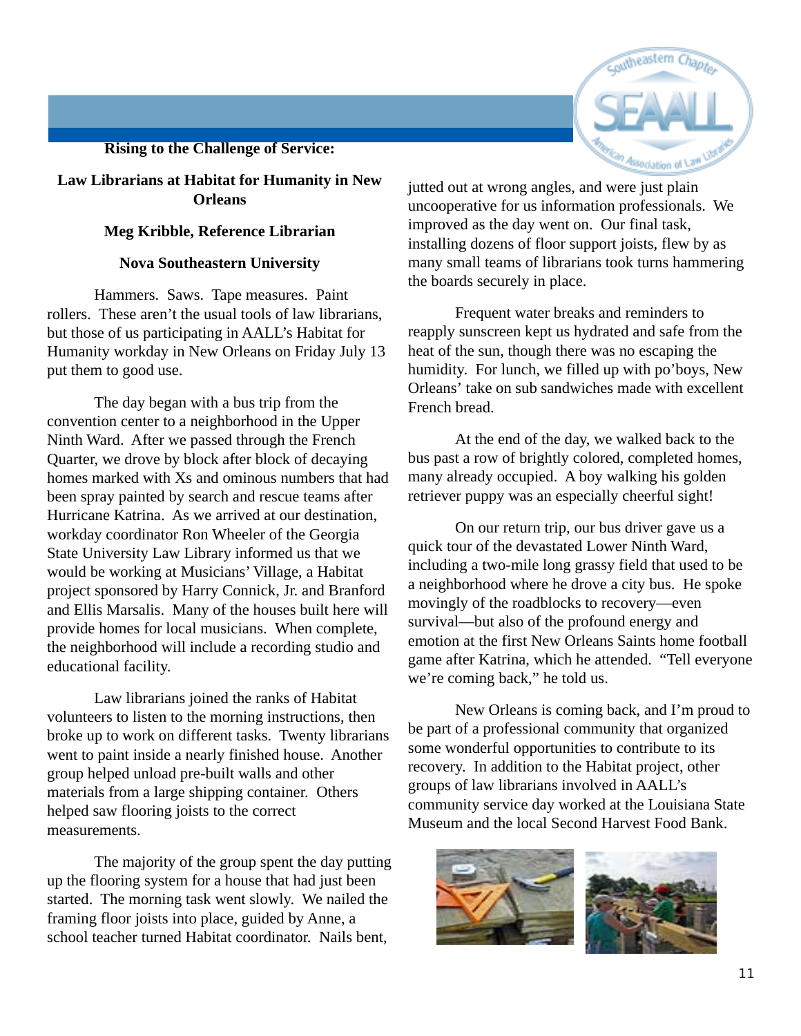## Rising to the Challenge of Service:

## Law Librarians at Habitat for Humanity in New Orleans

**Meg Kribble, Reference Librarian**

**Nova Southeastern University**

Hammers. Saws. Tape measures. Paint rollers. These aren't the usual tools of law librarians, but those of us participating in AALL's Habitat for Humanity workday in New Orleans on Friday July 13 put them to good use.

The day began with a bus trip from the convention center to a neighborhood in the Upper Ninth Ward. After we passed through the French Quarter, we drove by block after block of decaying homes marked with Xs and ominous numbers that had been spray painted by search and rescue teams after Hurricane Katrina. As we arrived at our destination, workday coordinator Ron Wheeler of the Georgia State University Law Library informed us that we would be working at Musicians' Village, a Habitat project sponsored by Harry Connick, Jr. and Branford and Ellis Marsalis. Many of the houses built here will provide homes for local musicians. When complete, the neighborhood will include a recording studio and educational facility.

Law librarians joined the ranks of Habitat volunteers to listen to the morning instructions, then broke up to work on different tasks. Twenty librarians went to paint inside a nearly finished house. Another group helped unload pre-built walls and other materials from a large shipping container. Others helped saw flooring joists to the correct measurements.

The majority of the group spent the day putting up the flooring system for a house that had just been started. The morning task went slowly. We nailed the framing floor joists into place, guided by Anne, a school teacher turned Habitat coordinator. Nails bent, jutted out at wrong angles, and were just plain uncooperative for us information professionals. We improved as the day went on. Our final task, installing dozens of floor support joists, flew by as many small teams of librarians took turns hammering the boards securely in place.

Frequent water breaks and reminders to reapply sunscreen kept us hydrated and safe from the heat of the sun, though there was no escaping the humidity. For lunch, we filled up with po'boys, New Orleans' take on sub sandwiches made with excellent French bread.

At the end of the day, we walked back to the bus past a row of brightly colored, completed homes, many already occupied. A boy walking his golden retriever puppy was an especially cheerful sight!

On our return trip, our bus driver gave us a quick tour of the devastated Lower Ninth Ward, including a two-mile long grassy field that used to be a neighborhood where he drove a city bus. He spoke movingly of the roadblocks to recovery—even survival—but also of the profound energy and emotion at the first New Orleans Saints home football game after Katrina, which he attended. "Tell everyone we're coming back," he told us.

New Orleans is coming back, and I'm proud to be part of a professional community that organized some wonderful opportunities to contribute to its recovery. In addition to the Habitat project, other groups of law librarians involved in AALL's community service day worked at the Louisiana State Museum and the local Second Harvest Food Bank.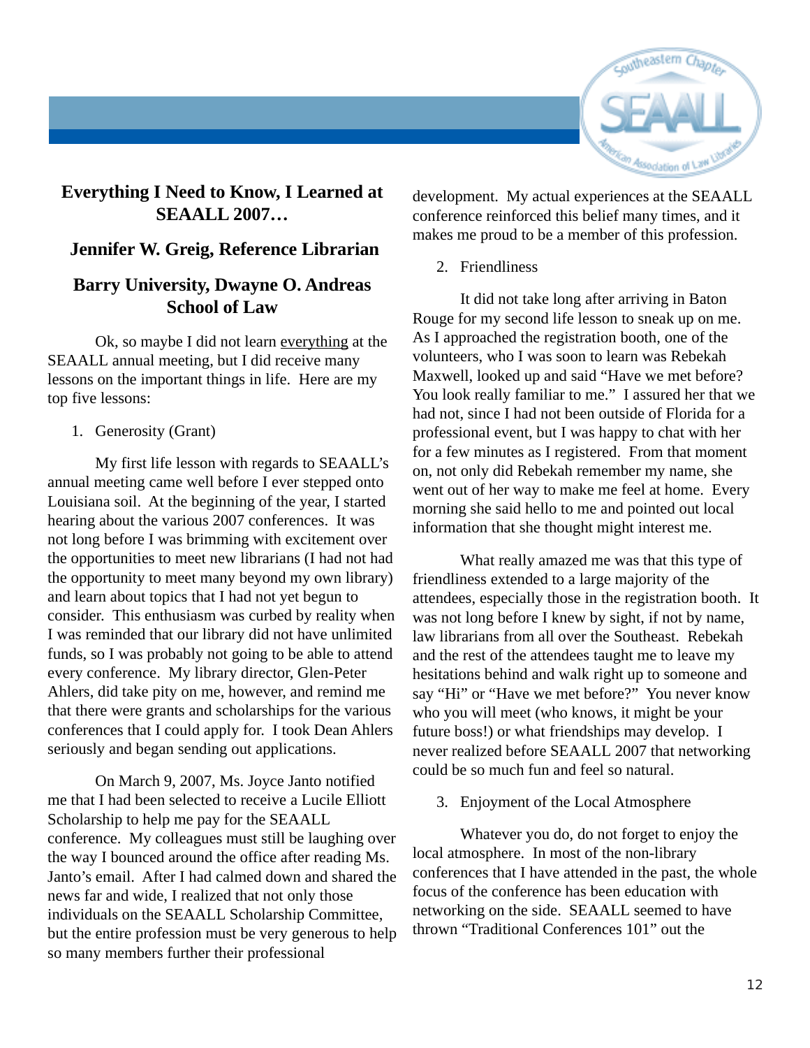## Everything I Need to Know, I Learned at SEAALL 2007…

### Jennifer W. Greig, Reference Librarian

### Barry University, Dwayne O. Andreas School of Law

Ok, so maybe I did not learn <u>everything</u> at the SEAALL annual meeting, but I did receive many lessons on the important things in life. Here are my top five lessons:

1. Generosity (Grant)

My first life lesson with regards to SEAALL's annual meeting came well before I ever stepped onto Louisiana soil. At the beginning of the year, I started hearing about the various 2007 conferences. It was not long before I was brimming with excitement over the opportunities to meet new librarians (I had not had the opportunity to meet many beyond my own library) and learn about topics that I had not yet begun to consider. This enthusiasm was curbed by reality when I was reminded that our library did not have unlimited funds, so I was probably not going to be able to attend every conference. My library director, Glen-Peter Ahlers, did take pity on me, however, and remind me that there were grants and scholarships for the various conferences that I could apply for. I took Dean Ahlers seriously and began sending out applications.

On March 9, 2007, Ms. Joyce Janto notified me that I had been selected to receive a Lucile Elliott Scholarship to help me pay for the SEAALL conference. My colleagues must still be laughing over the way I bounced around the office after reading Ms. Janto's email. After I had calmed down and shared the news far and wide, I realized that not only those individuals on the SEAALL Scholarship Committee, but the entire profession must be very generous to help so many members further their professional development. My actual experiences at the SEAALL conference reinforced this belief many times, and it makes me proud to be a member of this profession.

2. Friendliness

It did not take long after arriving in Baton Rouge for my second life lesson to sneak up on me. As I approached the registration booth, one of the volunteers, who I was soon to learn was Rebekah Maxwell, looked up and said "Have we met before? You look really familiar to me." I assured her that we had not, since I had not been outside of Florida for a professional event, but I was happy to chat with her for a few minutes as I registered. From that moment on, not only did Rebekah remember my name, she went out of her way to make me feel at home. Every morning she said hello to me and pointed out local information that she thought might interest me.

What really amazed me was that this type of friendliness extended to a large majority of the attendees, especially those in the registration booth. It was not long before I knew by sight, if not by name, law librarians from all over the Southeast. Rebekah and the rest of the attendees taught me to leave my hesitations behind and walk right up to someone and say "Hi" or "Have we met before?" You never know who you will meet (who knows, it might be your future boss!) or what friendships may develop. I never realized before SEAALL 2007 that networking could be so much fun and feel so natural.

3. Enjoyment of the Local Atmosphere

Whatever you do, do not forget to enjoy the local atmosphere. In most of the non-library conferences that I have attended in the past, the whole focus of the conference has been education with networking on the side. SEAALL seemed to have thrown "Traditional Conferences 101" out the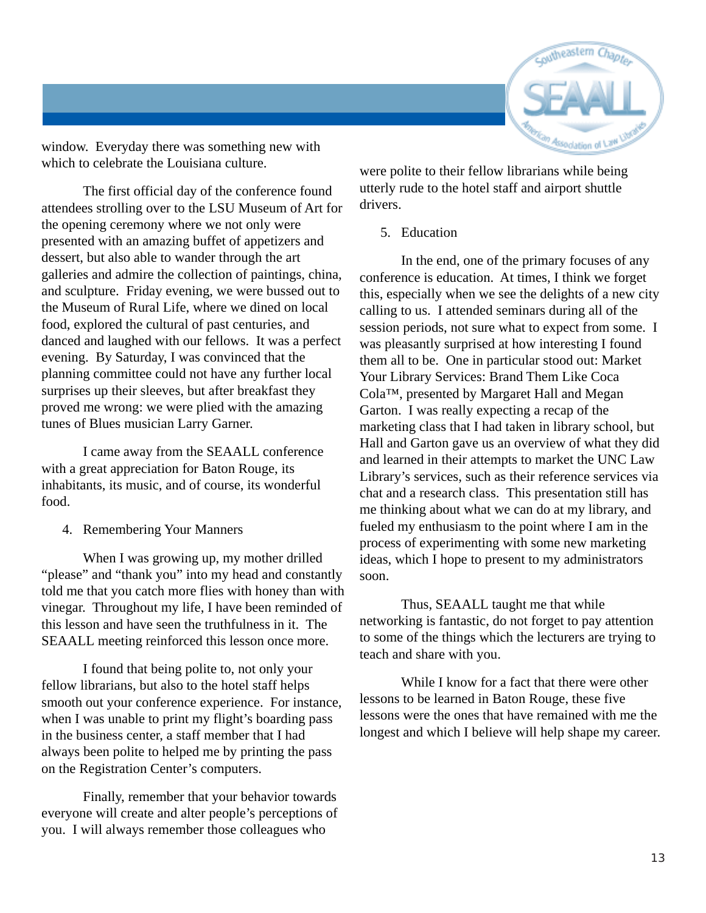window. Everyday there was something new with which to celebrate the Louisiana culture.

The first official day of the conference found attendees strolling over to the LSU Museum of Art for the opening ceremony where we not only were presented with an amazing buffet of appetizers and dessert, but also able to wander through the art galleries and admire the collection of paintings, china, and sculpture. Friday evening, we were bussed out to the Museum of Rural Life, where we dined on local food, explored the cultural of past centuries, and danced and laughed with our fellows. It was a perfect evening. By Saturday, I was convinced that the planning committee could not have any further local surprises up their sleeves, but after breakfast they proved me wrong: we were plied with the amazing tunes of Blues musician Larry Garner.

I came away from the SEAALL conference with a great appreciation for Baton Rouge, its inhabitants, its music, and of course, its wonderful food.

4. Remembering Your Manners

When I was growing up, my mother drilled "please" and "thank you" into my head and constantly told me that you catch more flies with honey than with vinegar. Throughout my life, I have been reminded of this lesson and have seen the truthfulness in it. The SEAALL meeting reinforced this lesson once more.

I found that being polite to, not only your fellow librarians, but also to the hotel staff helps smooth out your conference experience. For instance, when I was unable to print my flight's boarding pass in the business center, a staff member that I had always been polite to helped me by printing the pass on the Registration Center's computers.

Finally, remember that your behavior towards everyone will create and alter people's perceptions of you. I will always remember those colleagues who were polite to their fellow librarians while being utterly rude to the hotel staff and airport shuttle drivers.

5. Education

In the end, one of the primary focuses of any conference is education. At times, I think we forget this, especially when we see the delights of a new city calling to us. I attended seminars during all of the session periods, not sure what to expect from some. I was pleasantly surprised at how interesting I found them all to be. One in particular stood out: Market Your Library Services: Brand Them Like Coca Cola™, presented by Margaret Hall and Megan Garton. I was really expecting a recap of the marketing class that I had taken in library school, but Hall and Garton gave us an overview of what they did and learned in their attempts to market the UNC Law Library's services, such as their reference services via chat and a research class. This presentation still has me thinking about what we can do at my library, and fueled my enthusiasm to the point where I am in the process of experimenting with some new marketing ideas, which I hope to present to my administrators soon.

Thus, SEAALL taught me that while networking is fantastic, do not forget to pay attention to some of the things which the lecturers are trying to teach and share with you.

While I know for a fact that there were other lessons to be learned in Baton Rouge, these five lessons were the ones that have remained with me the longest and which I believe will help shape my career.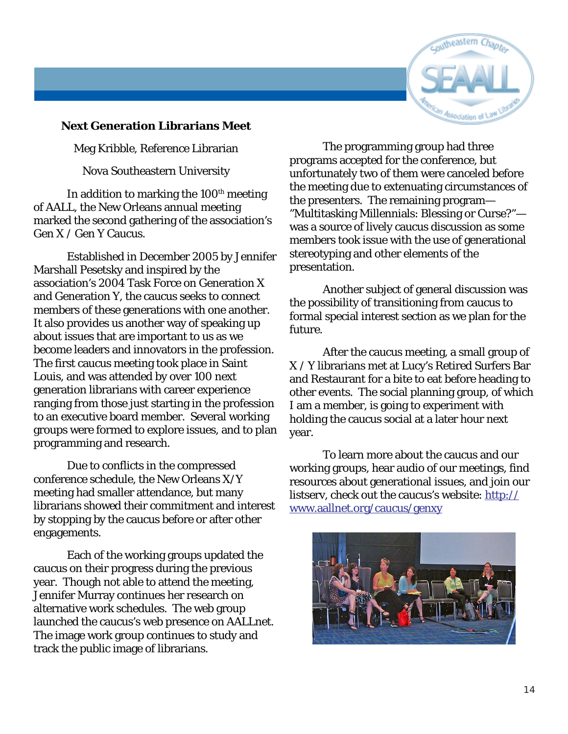## Next Generation Librarians Meet

Meg Kribble, Reference Librarian

Nova Southeastern University

In addition to marking the 100th meeting of AALL, the New Orleans annual meeting marked the second gathering of the association's Gen X / Gen Y Caucus.

Established in December 2005 by Jennifer Marshall Pesetsky and inspired by the association's 2004 Task Force on Generation X and Generation Y, the caucus seeks to connect members of these generations with one another. It also provides us another way of speaking up about issues that are important to us as we become leaders and innovators in the profession. The first caucus meeting took place in Saint Louis, and was attended by over 100 next generation librarians with career experience ranging from those just starting in the profession to an executive board member. Several working groups were formed to explore issues, and to plan programming and research.

Due to conflicts in the compressed conference schedule, the New Orleans X/Y meeting had smaller attendance, but many librarians showed their commitment and interest by stopping by the caucus before or after other engagements.

Each of the working groups updated the caucus on their progress during the previous year. Though not able to attend the meeting, Jennifer Murray continues her research on alternative work schedules. The web group launched the caucus's web presence on AALLnet. The image work group continues to study and track the public image of librarians.

The programming group had three programs accepted for the conference, but unfortunately two of them were canceled before the meeting due to extenuating circumstances of the presenters. The remaining program—"Multitasking Millennials: Blessing or Curse?"—was a source of lively caucus discussion as some members took issue with the use of generational stereotyping and other elements of the presentation.

Another subject of general discussion was the possibility of transitioning from caucus to formal special interest section as we plan for the future.

After the caucus meeting, a small group of X / Y librarians met at Lucy's Retired Surfers Bar and Restaurant for a bite to eat before heading to other events. The social planning group, of which I am a member, is going to experiment with holding the caucus social at a later hour next year.

To learn more about the caucus and our working groups, hear audio of our meetings, find resources about generational issues, and join our listserv, check out the caucus's website: http://www.aallnet.org/caucus/genxy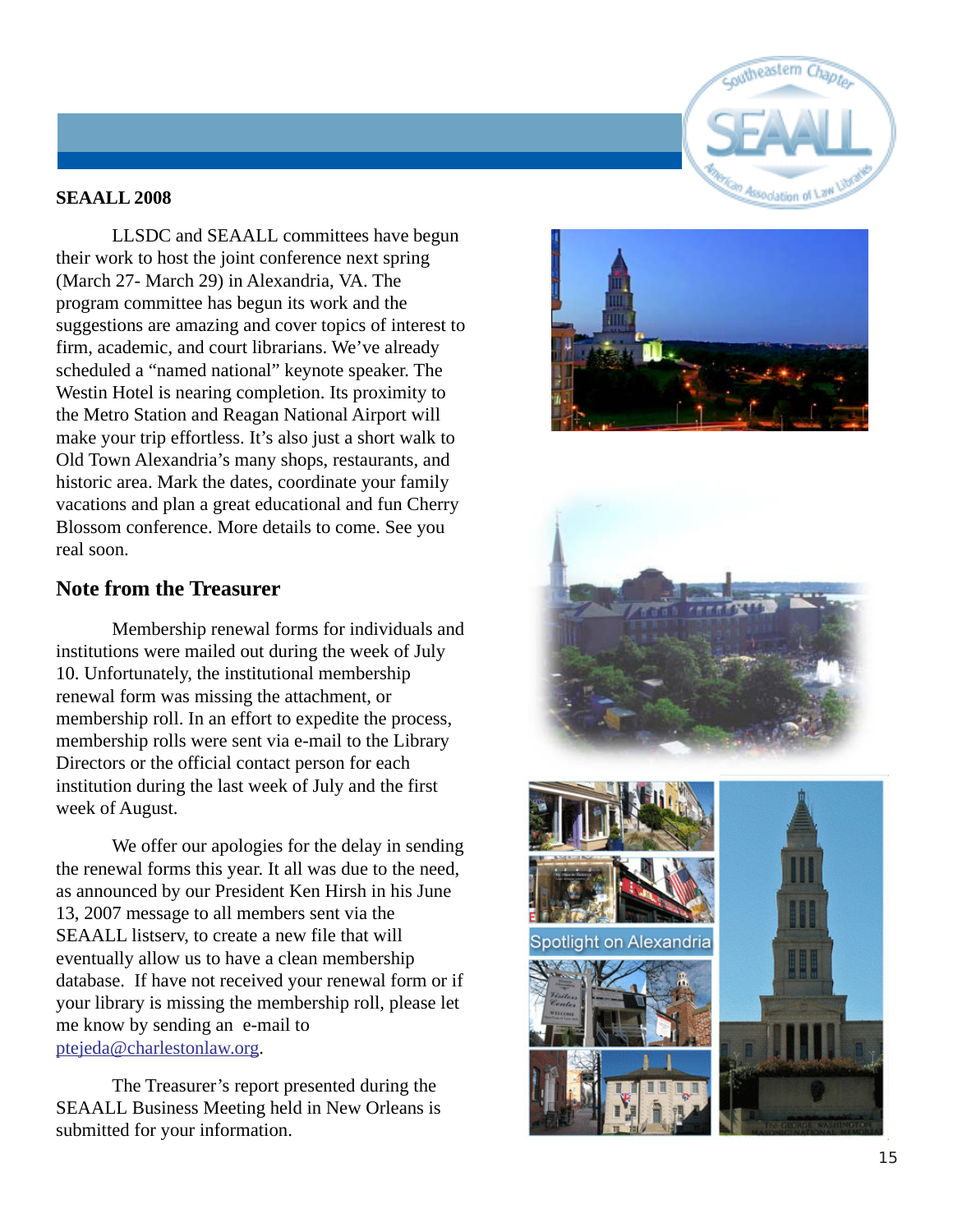## SEAALL 2008

LLSDC and SEAALL committees have begun their work to host the joint conference next spring (March 27- March 29) in Alexandria, VA. The program committee has begun its work and the suggestions are amazing and cover topics of interest to firm, academic, and court librarians. We've already scheduled a "named national" keynote speaker. The Westin Hotel is nearing completion. Its proximity to the Metro Station and Reagan National Airport will make your trip effortless. It's also just a short walk to Old Town Alexandria's many shops, restaurants, and historic area. Mark the dates, coordinate your family vacations and plan a great educational and fun Cherry Blossom conference. More details to come. See you real soon.

## Note from the Treasurer

Membership renewal forms for individuals and institutions were mailed out during the week of July 10. Unfortunately, the institutional membership renewal form was missing the attachment, or membership roll. In an effort to expedite the process, membership rolls were sent via e-mail to the Library Directors or the official contact person for each institution during the last week of July and the first week of August.

We offer our apologies for the delay in sending the renewal forms this year. It all was due to the need, as announced by our President Ken Hirsh in his June 13, 2007 message to all members sent via the SEAALL listserv, to create a new file that will eventually allow us to have a clean membership database. If have not received your renewal form or if your library is missing the membership roll, please let me know by sending an e-mail to ptejeda@charlestonlaw.org.

The Treasurer's report presented during the SEAALL Business Meeting held in New Orleans is submitted for your information.

Spotlight on Alexandria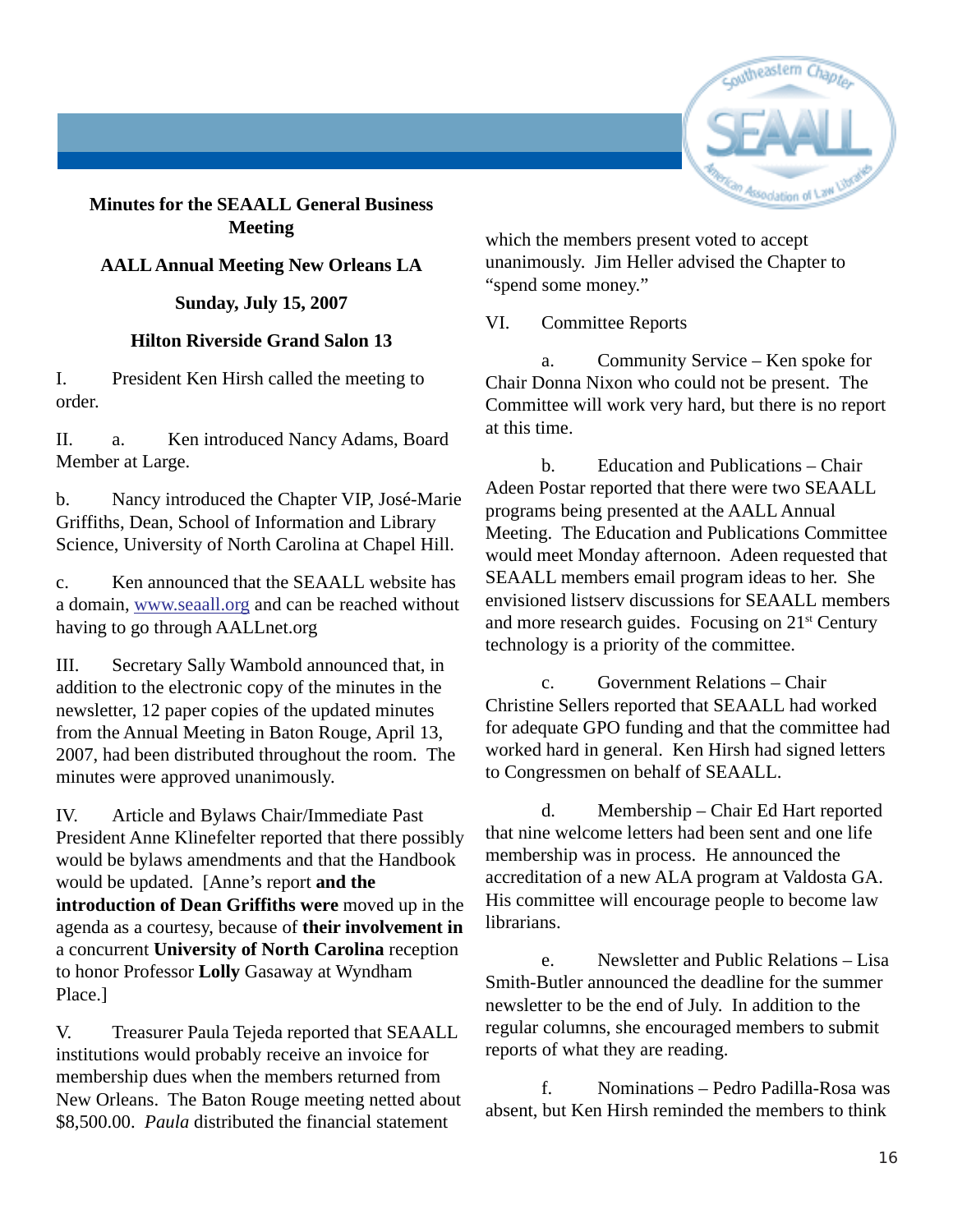**Minutes for the SEAALL General Business Meeting**

**AALL Annual Meeting New Orleans LA**

**Sunday, July 15, 2007**

**Hilton Riverside Grand Salon 13**

I. President Ken Hirsh called the meeting to order.

II. a. Ken introduced Nancy Adams, Board Member at Large.

b. Nancy introduced the Chapter VIP, José-Marie Griffiths, Dean, School of Information and Library Science, University of North Carolina at Chapel Hill.

c. Ken announced that the SEAALL website has a domain, [www.seaall.org](http://www.seaall.org) and can be reached without having to go through AALLnet.org

III. Secretary Sally Wambold announced that, in addition to the electronic copy of the minutes in the newsletter, 12 paper copies of the updated minutes from the Annual Meeting in Baton Rouge, April 13, 2007, had been distributed throughout the room. The minutes were approved unanimously.

IV. Article and Bylaws Chair/Immediate Past President Anne Klinefelter reported that there possibly would be bylaws amendments and that the Handbook would be updated. [Anne's report **and the introduction of Dean Griffiths were** moved up in the agenda as a courtesy, because of **their involvement in** a concurrent **University of North Carolina** reception to honor Professor **Lolly** Gasaway at Wyndham Place.]

V. Treasurer Paula Tejeda reported that SEAALL institutions would probably receive an invoice for membership dues when the members returned from New Orleans. The Baton Rouge meeting netted about $8,500.00. *Paula* distributed the financial statement which the members present voted to accept unanimously. Jim Heller advised the Chapter to "spend some money."

VI. Committee Reports

a. Community Service – Ken spoke for Chair Donna Nixon who could not be present. The Committee will work very hard, but there is no report at this time.

b. Education and Publications – Chair Adeen Postar reported that there were two SEAALL programs being presented at the AALL Annual Meeting. The Education and Publications Committee would meet Monday afternoon. Adeen requested that SEAALL members email program ideas to her. She envisioned listserv discussions for SEAALL members and more research guides. Focusing on 21st Century technology is a priority of the committee.

c. Government Relations – Chair Christine Sellers reported that SEAALL had worked for adequate GPO funding and that the committee had worked hard in general. Ken Hirsh had signed letters to Congressmen on behalf of SEAALL.

d. Membership – Chair Ed Hart reported that nine welcome letters had been sent and one life membership was in process. He announced the accreditation of a new ALA program at Valdosta GA. His committee will encourage people to become law librarians.

e. Newsletter and Public Relations – Lisa Smith-Butler announced the deadline for the summer newsletter to be the end of July. In addition to the regular columns, she encouraged members to submit reports of what they are reading.

f. Nominations – Pedro Padilla-Rosa was absent, but Ken Hirsh reminded the members to think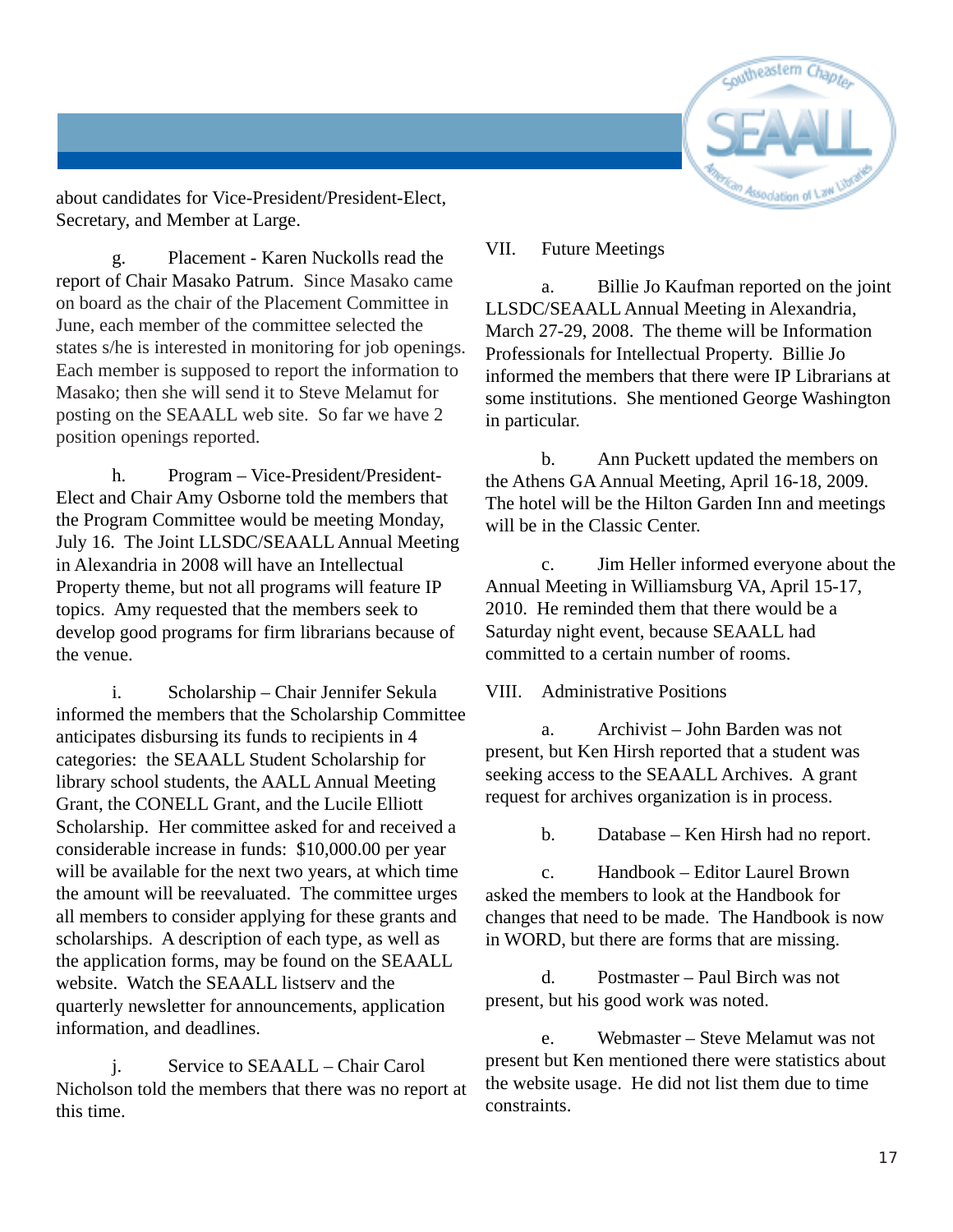about candidates for Vice-President/President-Elect, Secretary, and Member at Large.

g. Placement - Karen Nuckolls read the report of Chair Masako Patrum. Since Masako came on board as the chair of the Placement Committee in June, each member of the committee selected the states s/he is interested in monitoring for job openings. Each member is supposed to report the information to Masako; then she will send it to Steve Melamut for posting on the SEAALL web site. So far we have 2 position openings reported.

h. Program – Vice-President/President-Elect and Chair Amy Osborne told the members that the Program Committee would be meeting Monday, July 16. The Joint LLSDC/SEAALL Annual Meeting in Alexandria in 2008 will have an Intellectual Property theme, but not all programs will feature IP topics. Amy requested that the members seek to develop good programs for firm librarians because of the venue.

i. Scholarship – Chair Jennifer Sekula informed the members that the Scholarship Committee anticipates disbursing its funds to recipients in 4 categories: the SEAALL Student Scholarship for library school students, the AALL Annual Meeting Grant, the CONELL Grant, and the Lucile Elliott Scholarship. Her committee asked for and received a considerable increase in funds: $10,000.00 per year will be available for the next two years, at which time the amount will be reevaluated. The committee urges all members to consider applying for these grants and scholarships. A description of each type, as well as the application forms, may be found on the SEAALL website. Watch the SEAALL listserv and the quarterly newsletter for announcements, application information, and deadlines.

j. Service to SEAALL – Chair Carol Nicholson told the members that there was no report at this time.

VII. Future Meetings

a. Billie Jo Kaufman reported on the joint LLSDC/SEAALL Annual Meeting in Alexandria, March 27-29, 2008. The theme will be Information Professionals for Intellectual Property. Billie Jo informed the members that there were IP Librarians at some institutions. She mentioned George Washington in particular.

b. Ann Puckett updated the members on the Athens GA Annual Meeting, April 16-18, 2009. The hotel will be the Hilton Garden Inn and meetings will be in the Classic Center.

c. Jim Heller informed everyone about the Annual Meeting in Williamsburg VA, April 15-17, 2010. He reminded them that there would be a Saturday night event, because SEAALL had committed to a certain number of rooms.

VIII. Administrative Positions

a. Archivist – John Barden was not present, but Ken Hirsh reported that a student was seeking access to the SEAALL Archives. A grant request for archives organization is in process.

b. Database – Ken Hirsh had no report.

c. Handbook – Editor Laurel Brown asked the members to look at the Handbook for changes that need to be made. The Handbook is now in WORD, but there are forms that are missing.

d. Postmaster – Paul Birch was not present, but his good work was noted.

e. Webmaster – Steve Melamut was not present but Ken mentioned there were statistics about the website usage. He did not list them due to time constraints.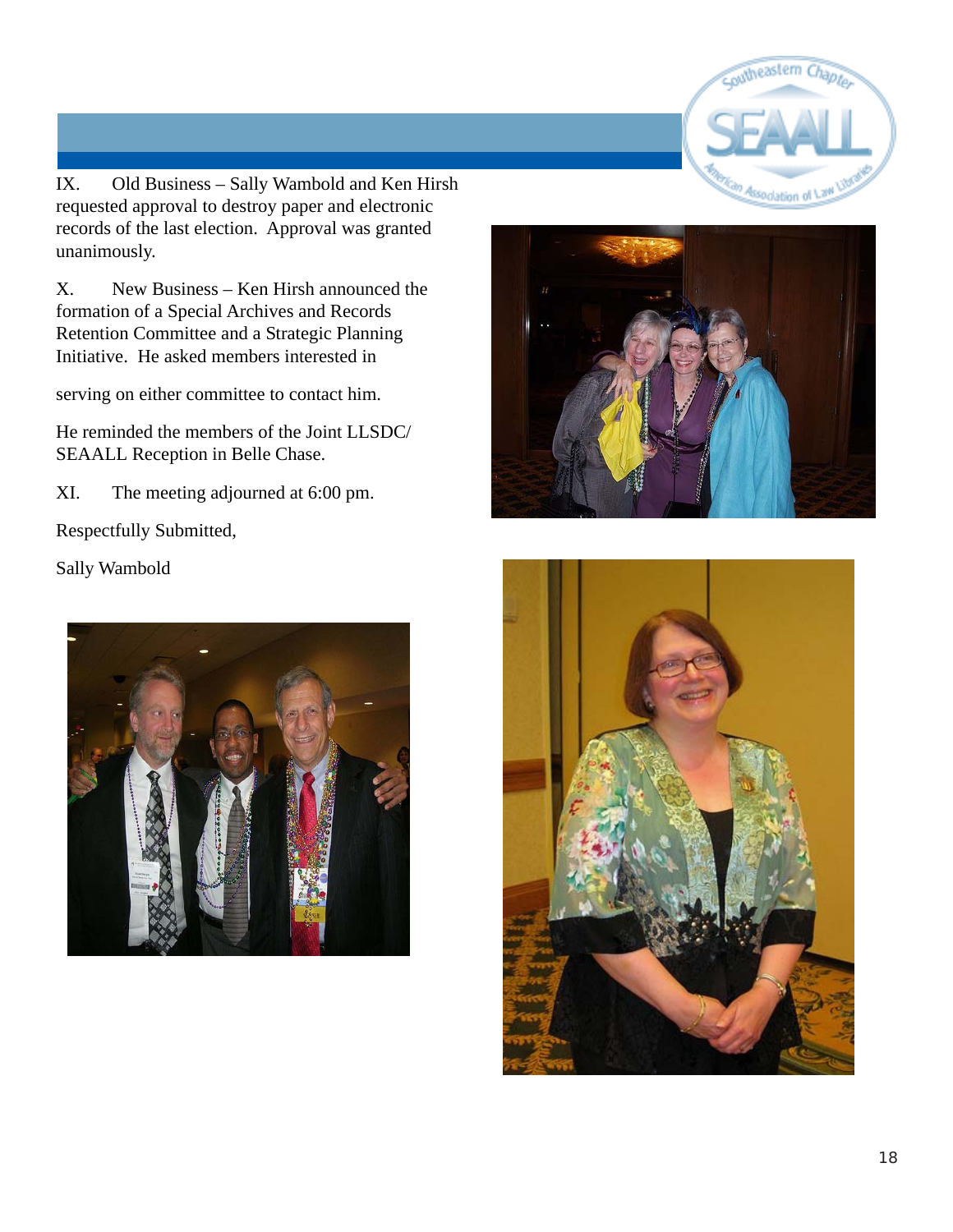IX. Old Business – Sally Wambold and Ken Hirsh requested approval to destroy paper and electronic records of the last election. Approval was granted unanimously.

X. New Business – Ken Hirsh announced the formation of a Special Archives and Records Retention Committee and a Strategic Planning Initiative. He asked members interested in serving on either committee to contact him.

He reminded the members of the Joint LLSDC/ SEAALL Reception in Belle Chase.

XI. The meeting adjourned at 6:00 pm.

Respectfully Submitted,

Sally Wambold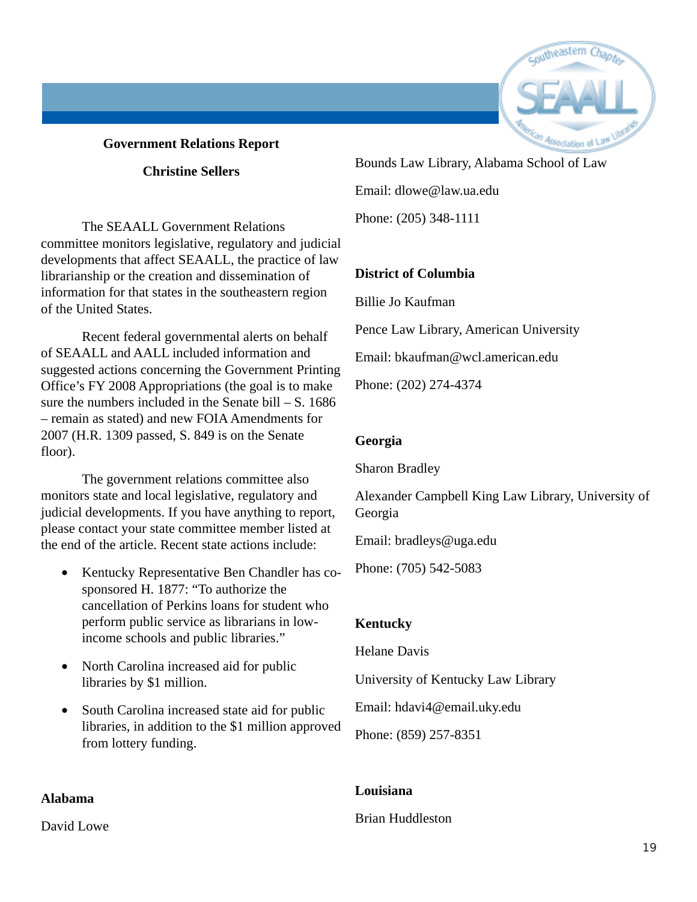**Government Relations Report**

**Christine Sellers**

The SEAALL Government Relations committee monitors legislative, regulatory and judicial developments that affect SEAALL, the practice of law librarianship or the creation and dissemination of information for that states in the southeastern region of the United States.

Recent federal governmental alerts on behalf of SEAALL and AALL included information and suggested actions concerning the Government Printing Office's FY 2008 Appropriations (the goal is to make sure the numbers included in the Senate bill – S. 1686 – remain as stated) and new FOIA Amendments for 2007 (H.R. 1309 passed, S. 849 is on the Senate floor).

The government relations committee also monitors state and local legislative, regulatory and judicial developments. If you have anything to report, please contact your state committee member listed at the end of the article. Recent state actions include:

- Kentucky Representative Ben Chandler has co-sponsored H. 1877: "To authorize the cancellation of Perkins loans for student who perform public service as librarians in low-income schools and public libraries."
- North Carolina increased aid for public libraries by $1 million.
- South Carolina increased state aid for public libraries, in addition to the $1 million approved from lottery funding.

**Alabama**

David Lowe

Bounds Law Library, Alabama School of Law

Email: dlowe@law.ua.edu

Phone: (205) 348-1111

**District of Columbia**

Billie Jo Kaufman

Pence Law Library, American University

Email: bkaufman@wcl.american.edu

Phone: (202) 274-4374

**Georgia**

Sharon Bradley

Alexander Campbell King Law Library, University of Georgia

Email: bradleys@uga.edu

Phone: (705) 542-5083

**Kentucky**

Helane Davis

University of Kentucky Law Library

Email: hdavi4@email.uky.edu

Phone: (859) 257-8351

**Louisiana**

Brian Huddleston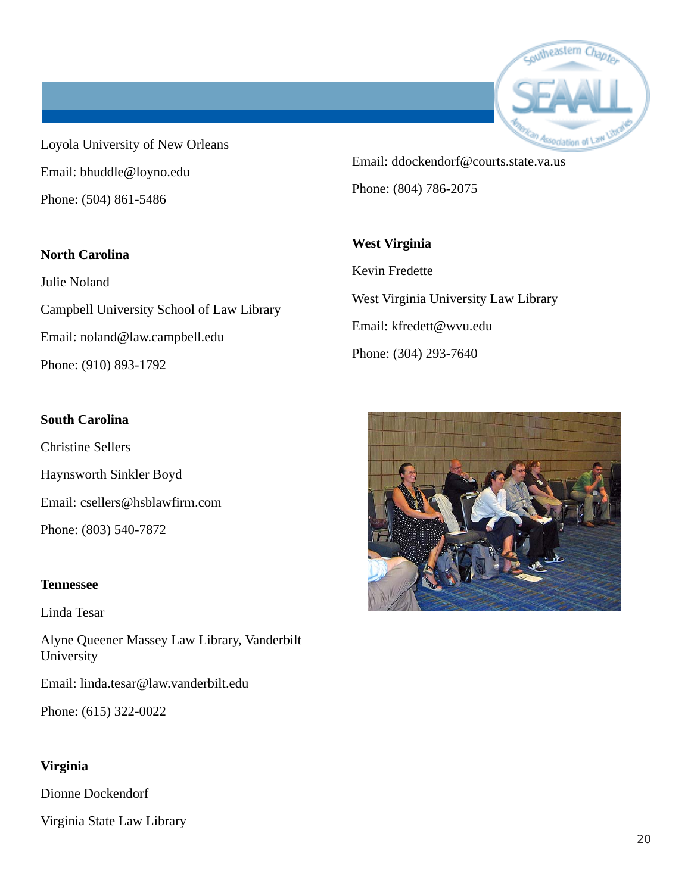Loyola University of New Orleans

Email: bhuddle@loyno.edu

Phone: (504) 861-5486

**North Carolina**

Julie Noland

Campbell University School of Law Library

Email: noland@law.campbell.edu

Phone: (910) 893-1792

**South Carolina**

Christine Sellers

Haynsworth Sinkler Boyd

Email: csellers@hsblawfirm.com

Phone: (803) 540-7872

**Tennessee**

Linda Tesar

Alyne Queener Massey Law Library, Vanderbilt University

Email: linda.tesar@law.vanderbilt.edu

Phone: (615) 322-0022

**Virginia**

Dionne Dockendorf

Virginia State Law Library

Email: ddockendorf@courts.state.va.us

Phone: (804) 786-2075

**West Virginia**

Kevin Fredette

West Virginia University Law Library

Email: kfredett@wvu.edu

Phone: (304) 293-7640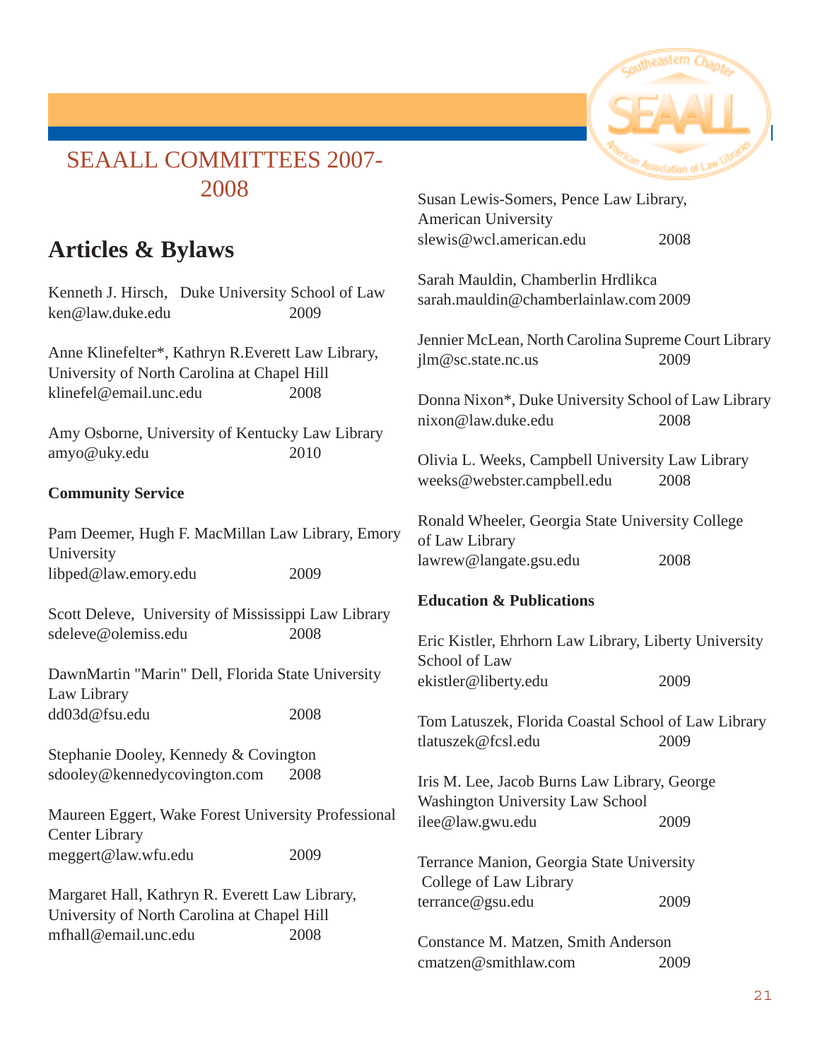# SEAALL COMMITTEES 2007-2008

## Articles & Bylaws

Kenneth J. Hirsch, Duke University School of Law
ken@law.duke.edu 2009

Anne Klinefelter*, Kathryn R.Everett Law Library, University of North Carolina at Chapel Hill
klinefel@email.unc.edu 2008

Amy Osborne, University of Kentucky Law Library
amyo@uky.edu 2010

### Community Service

Pam Deemer, Hugh F. MacMillan Law Library, Emory University
libped@law.emory.edu 2009

Scott Deleve, University of Mississippi Law Library
sdeleve@olemiss.edu 2008

DawnMartin "Marin" Dell, Florida State University Law Library
dd03d@fsu.edu 2008

Stephanie Dooley, Kennedy & Covington
sdooley@kennedycovington.com 2008

Maureen Eggert, Wake Forest University Professional Center Library
meggert@law.wfu.edu 2009

Margaret Hall, Kathryn R. Everett Law Library, University of North Carolina at Chapel Hill
mfhall@email.unc.edu 2008

Susan Lewis-Somers, Pence Law Library, American University
slewis@wcl.american.edu 2008

Sarah Mauldin, Chamberlin Hrdlikca
sarah.mauldin@chamberlainlaw.com 2009

Jennier McLean, North Carolina Supreme Court Library
jlm@sc.state.nc.us 2009

Donna Nixon*, Duke University School of Law Library
nixon@law.duke.edu 2008

Olivia L. Weeks, Campbell University Law Library
weeks@webster.campbell.edu 2008

Ronald Wheeler, Georgia State University College of Law Library
lawrew@langate.gsu.edu 2008

### Education & Publications

Eric Kistler, Ehrhorn Law Library, Liberty University School of Law
ekistler@liberty.edu 2009

Tom Latuszek, Florida Coastal School of Law Library
tlatuszek@fcsl.edu 2009

Iris M. Lee, Jacob Burns Law Library, George Washington University Law School
ilee@law.gwu.edu 2009

Terrance Manion, Georgia State University College of Law Library
terrance@gsu.edu 2009

Constance M. Matzen, Smith Anderson
cmatzen@smithlaw.com 2009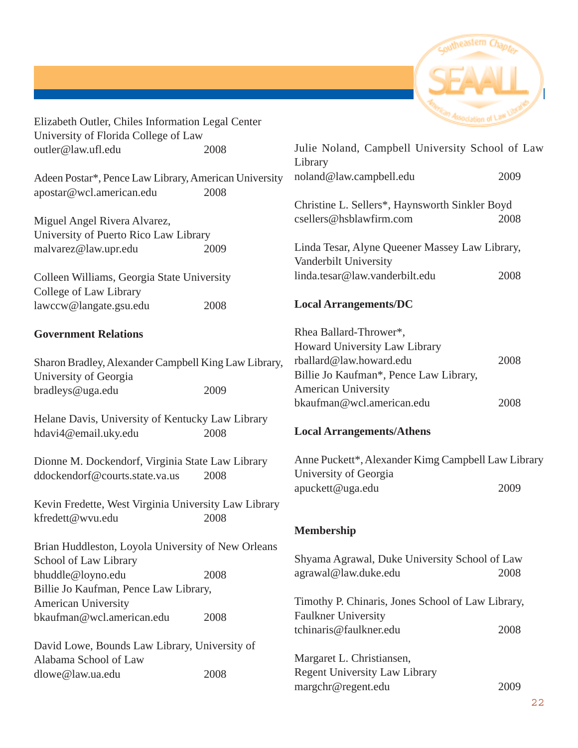Elizabeth Outler, Chiles Information Legal Center
University of Florida College of Law
outler@law.ufl.edu 2008

Adeen Postar*, Pence Law Library, American University
apostar@wcl.american.edu 2008

Miguel Angel Rivera Alvarez,
University of Puerto Rico Law Library
malvarez@law.upr.edu 2009

Colleen Williams, Georgia State University
College of Law Library
lawccw@langate.gsu.edu 2008

**Government Relations**

Sharon Bradley, Alexander Campbell King Law Library,
University of Georgia
bradleys@uga.edu 2009

Helane Davis, University of Kentucky Law Library
hdavi4@email.uky.edu 2008

Dionne M. Dockendorf, Virginia State Law Library
ddockendorf@courts.state.va.us 2008

Kevin Fredette, West Virginia University Law Library
kfredett@wvu.edu 2008

Brian Huddleston, Loyola University of New Orleans
School of Law Library
bhuddle@loyno.edu 2008
Billie Jo Kaufman, Pence Law Library,
American University
bkaufman@wcl.american.edu 2008

David Lowe, Bounds Law Library, University of
Alabama School of Law
dlowe@law.ua.edu 2008

Julie Noland, Campbell University School of Law
Library
noland@law.campbell.edu 2009

Christine L. Sellers*, Haynsworth Sinkler Boyd
csellers@hsblawfirm.com 2008

Linda Tesar, Alyne Queener Massey Law Library,
Vanderbilt University
linda.tesar@law.vanderbilt.edu 2008

**Local Arrangements/DC**

Rhea Ballard-Thrower*,
Howard University Law Library
rballard@law.howard.edu 2008
Billie Jo Kaufman*, Pence Law Library,
American University
bkaufman@wcl.american.edu 2008

**Local Arrangements/Athens**

Anne Puckett*, Alexander Kimg Campbell Law Library
University of Georgia
apuckett@uga.edu 2009

**Membership**

Shyama Agrawal, Duke University School of Law
agrawal@law.duke.edu 2008

Timothy P. Chinaris, Jones School of Law Library,
Faulkner University
tchinaris@faulkner.edu 2008

Margaret L. Christiansen,
Regent University Law Library
margchr@regent.edu 2009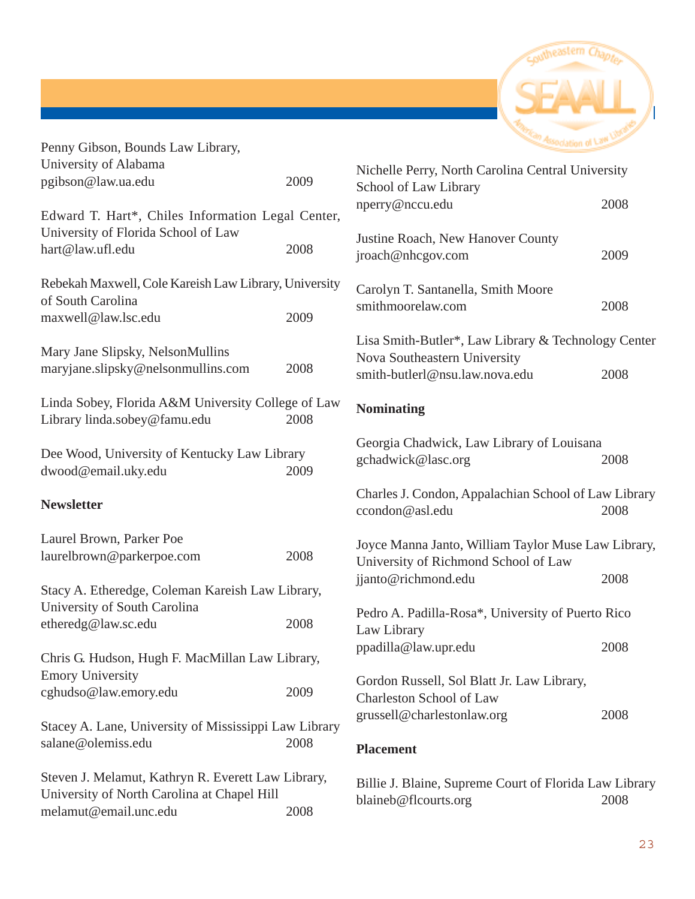Penny Gibson, Bounds Law Library, University of Alabama
pgibson@law.ua.edu 2009

Edward T. Hart*, Chiles Information Legal Center, University of Florida School of Law
hart@law.ufl.edu 2008

Rebekah Maxwell, Cole Kareish Law Library, University of South Carolina
maxwell@law.lsc.edu 2009

Mary Jane Slipsky, NelsonMullins
maryjane.slipsky@nelsonmullins.com 2008

Linda Sobey, Florida A&M University College of Law Library linda.sobey@famu.edu 2008

Dee Wood, University of Kentucky Law Library
dwood@email.uky.edu 2009

**Newsletter**

Laurel Brown, Parker Poe
laurelbrown@parkerpoe.com 2008

Stacy A. Etheredge, Coleman Kareish Law Library, University of South Carolina
etheredg@law.sc.edu 2008

Chris G. Hudson, Hugh F. MacMillan Law Library, Emory University
cghudso@law.emory.edu 2009

Stacey A. Lane, University of Mississippi Law Library
salane@olemiss.edu 2008

Steven J. Melamut, Kathryn R. Everett Law Library, University of North Carolina at Chapel Hill
melamut@email.unc.edu 2008

Nichelle Perry, North Carolina Central University School of Law Library
nperry@nccu.edu 2008

Justine Roach, New Hanover County
jroach@nhcgov.com 2009

Carolyn T. Santanella, Smith Moore
smithmoorelaw.com 2008

Lisa Smith-Butler*, Law Library & Technology Center Nova Southeastern University
smith-butlerl@nsu.law.nova.edu 2008

**Nominating**

Georgia Chadwick, Law Library of Louisana
gchadwick@lasc.org 2008

Charles J. Condon, Appalachian School of Law Library
ccondon@asl.edu 2008

Joyce Manna Janto, William Taylor Muse Law Library, University of Richmond School of Law
jjanto@richmond.edu 2008

Pedro A. Padilla-Rosa*, University of Puerto Rico Law Library
ppadilla@law.upr.edu 2008

Gordon Russell, Sol Blatt Jr. Law Library, Charleston School of Law
grussell@charlestonlaw.org 2008

**Placement**

Billie J. Blaine, Supreme Court of Florida Law Library
blaineb@flcourts.org 2008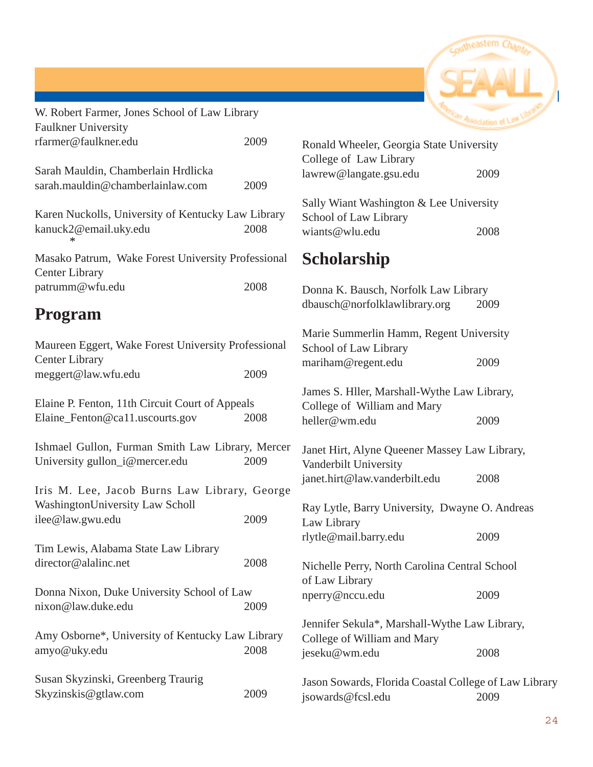W. Robert Farmer, Jones School of Law Library
Faulkner University
rfarmer@faulkner.edu 2009

Sarah Mauldin, Chamberlain Hrdlicka
sarah.mauldin@chamberlainlaw.com 2009

Karen Nuckolls, University of Kentucky Law Library
kanuck2@email.uky.edu 2008
*

Masako Patrum, Wake Forest University Professional Center Library
patrumm@wfu.edu 2008

## Program

Maureen Eggert, Wake Forest University Professional Center Library
meggert@law.wfu.edu 2009

Elaine P. Fenton, 11th Circuit Court of Appeals
Elaine_Fenton@ca11.uscourts.gov 2008

Ishmael Gullon, Furman Smith Law Library, Mercer University gullon_i@mercer.edu 2009

Iris M. Lee, Jacob Burns Law Library, George WashingtonUniversity Law Scholl
ilee@law.gwu.edu 2009

Tim Lewis, Alabama State Law Library
director@alalinc.net 2008

Donna Nixon, Duke University School of Law
nixon@law.duke.edu 2009

Amy Osborne*, University of Kentucky Law Library
amyo@uky.edu 2008

Susan Skyzinski, Greenberg Traurig
Skyzinskis@gtlaw.com 2009

Ronald Wheeler, Georgia State University College of Law Library
lawrew@langate.gsu.edu 2009

Sally Wiant Washington & Lee University School of Law Library
wiants@wlu.edu 2008

## Scholarship

Donna K. Bausch, Norfolk Law Library
dbausch@norfolklawlibrary.org 2009

Marie Summerlin Hamm, Regent University School of Law Library
mariham@regent.edu 2009

James S. Hller, Marshall-Wythe Law Library, College of William and Mary
heller@wm.edu 2009

Janet Hirt, Alyne Queener Massey Law Library, Vanderbilt University
janet.hirt@law.vanderbilt.edu 2008

Ray Lytle, Barry University, Dwayne O. Andreas Law Library
rlytle@mail.barry.edu 2009

Nichelle Perry, North Carolina Central School of Law Library
nperry@nccu.edu 2009

Jennifer Sekula*, Marshall-Wythe Law Library, College of William and Mary
jeseku@wm.edu 2008

Jason Sowards, Florida Coastal College of Law Library
jsowards@fcsl.edu 2009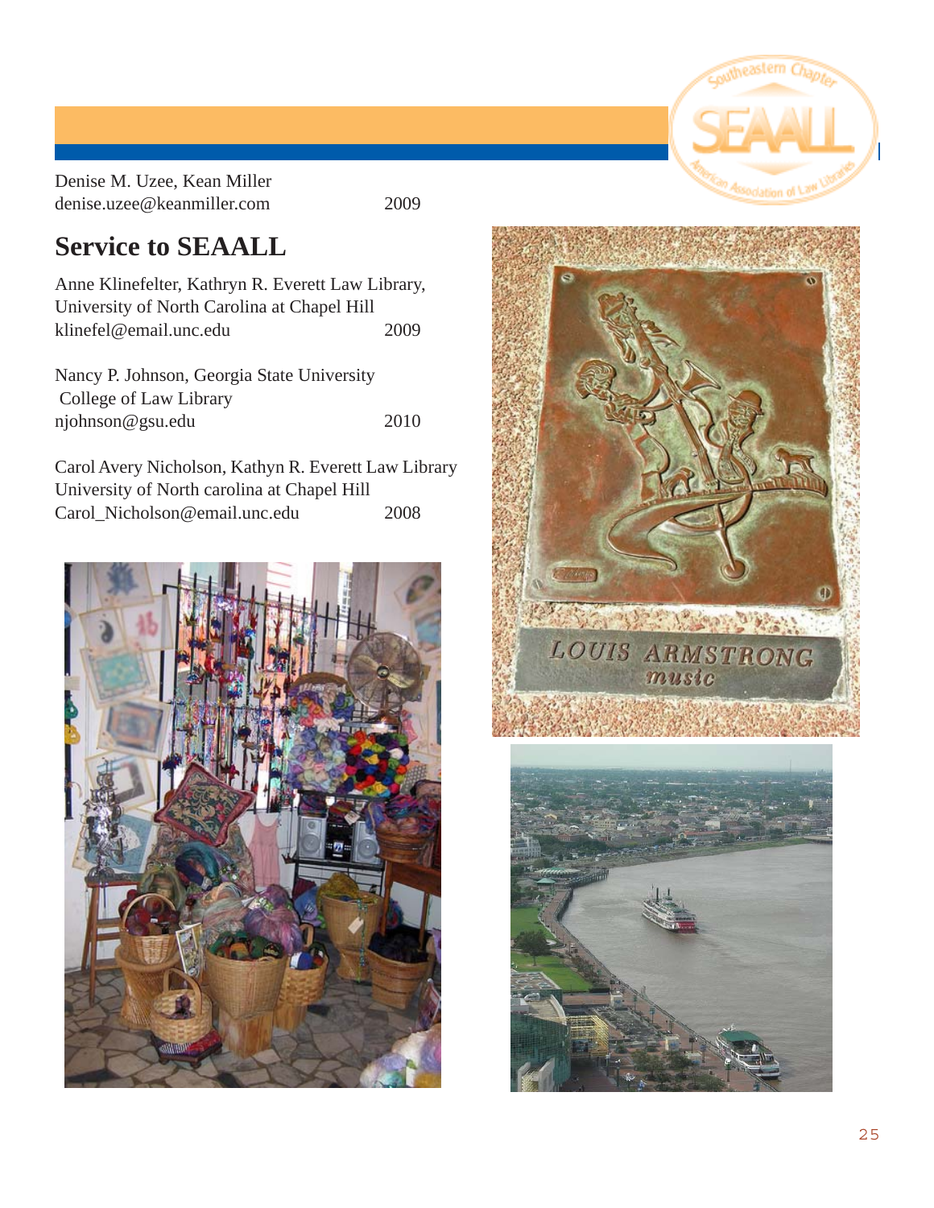Denise M. Uzee, Kean Miller
denise.uzee@keanmiller.com 2009

## Service to SEAALL

Anne Klinefelter, Kathryn R. Everett Law Library,
University of North Carolina at Chapel Hill
klinefel@email.unc.edu 2009

Nancy P. Johnson, Georgia State University
College of Law Library
njohnson@gsu.edu 2010

Carol Avery Nicholson, Kathryn R. Everett Law Library
University of North carolina at Chapel Hill
Carol_Nicholson@email.unc.edu 2008